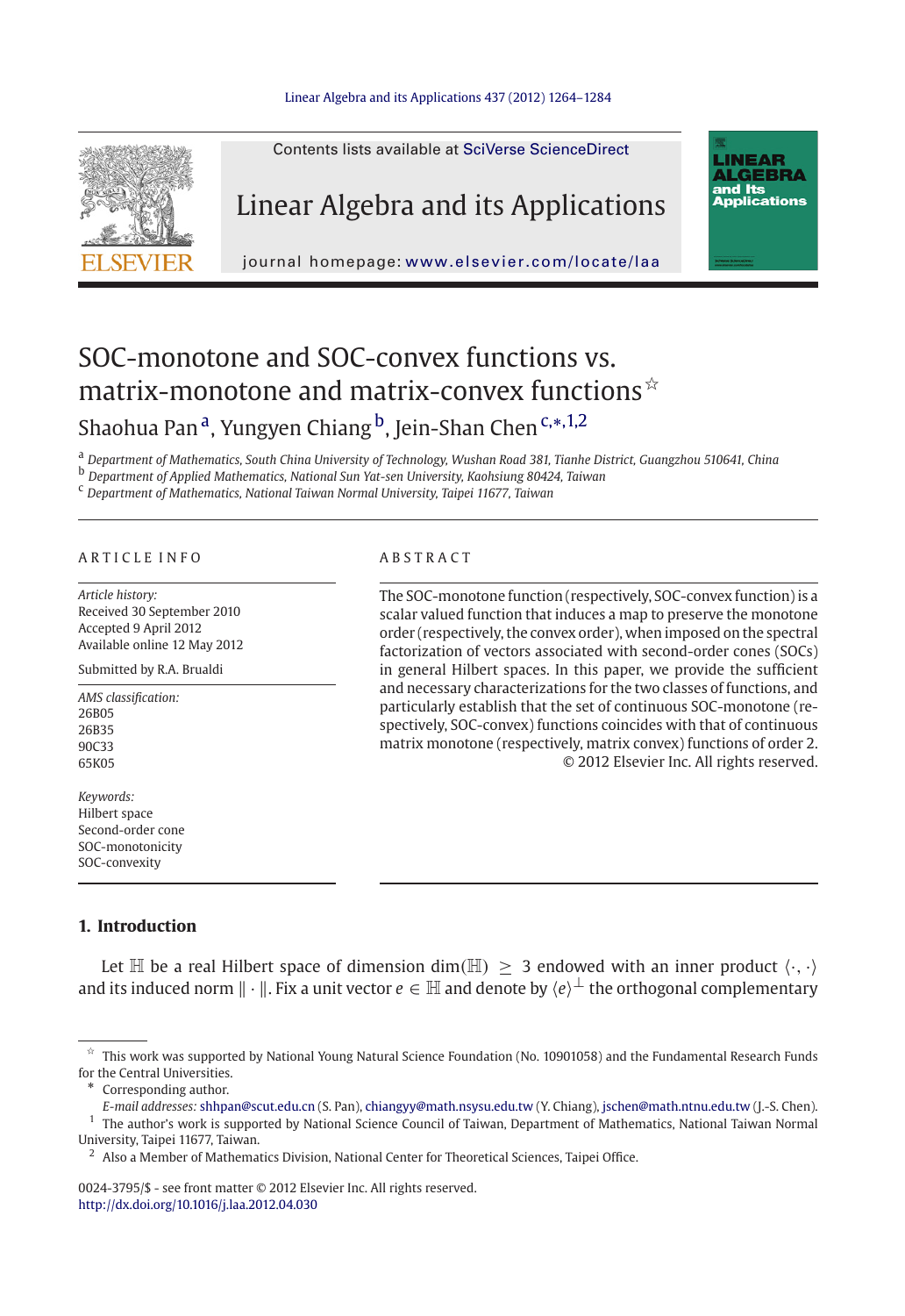# SOC-monotone and SOC-convex functions vs. matrix-monotone and matrix-convex functions ☆

Shaohua Pan [a], Yungyen Chiang [b], Jein-Shan Chen [c,*,1,2]

[a] Department of Mathematics, South China University of Technology, Wushan Road 381, Tianhe District, Guangzhou 510641, China

[b] Department of Applied Mathematics, National Sun Yat-sen University, Kaohsiung 80424, Taiwan

[c] Department of Mathematics, National Taiwan Normal University, Taipei 11677, Taiwan

## ARTICLE INFO

*Article history:*
Received 30 September 2010
Accepted 9 April 2012
Available online 12 May 2012

Submitted by R.A. Brualdi

*AMS classification:*
26B05
26B35
90C33
65K05

*Keywords:*
Hilbert space
Second-order cone
SOC-monotonicity
SOC-convexity

## ABSTRACT

The SOC-monotone function (respectively, SOC-convex function) is a scalar valued function that induces a map to preserve the monotone order (respectively, the convex order), when imposed on the spectral factorization of vectors associated with second-order cones (SOCs) in general Hilbert spaces. In this paper, we provide the sufficient and necessary characterizations for the two classes of functions, and particularly establish that the set of continuous SOC-monotone (respectively, SOC-convex) functions coincides with that of continuous matrix monotone (respectively, matrix convex) functions of order 2.

© 2012 Elsevier Inc. All rights reserved.

## 1. Introduction

Let $\mathbb{H}$ be a real Hilbert space of dimension $\dim(\mathbb{H}) \geq 3$ endowed with an inner product $\langle \cdot, \cdot \rangle$ and its induced norm $\| \cdot \|$. Fix a unit vector $e \in \mathbb{H}$ and denote by $\langle e \rangle^{\perp}$ the orthogonal complementary

---

☆ This work was supported by National Young Natural Science Foundation (No. 10901058) and the Fundamental Research Funds for the Central Universities.

\* Corresponding author.

*E-mail addresses:* shhpan@scut.edu.cn (S. Pan), chiangyy@math.nsysu.edu.tw (Y. Chiang), jschen@math.ntnu.edu.tw (J.-S. Chen).

[1] The author's work is supported by National Science Council of Taiwan, Department of Mathematics, National Taiwan Normal University, Taipei 11677, Taiwan.

[2] Also a Member of Mathematics Division, National Center for Theoretical Sciences, Taipei Office.

0024-3795/$ - see front matter © 2012 Elsevier Inc. All rights reserved.
http://dx.doi.org/10.1016/j.laa.2012.04.030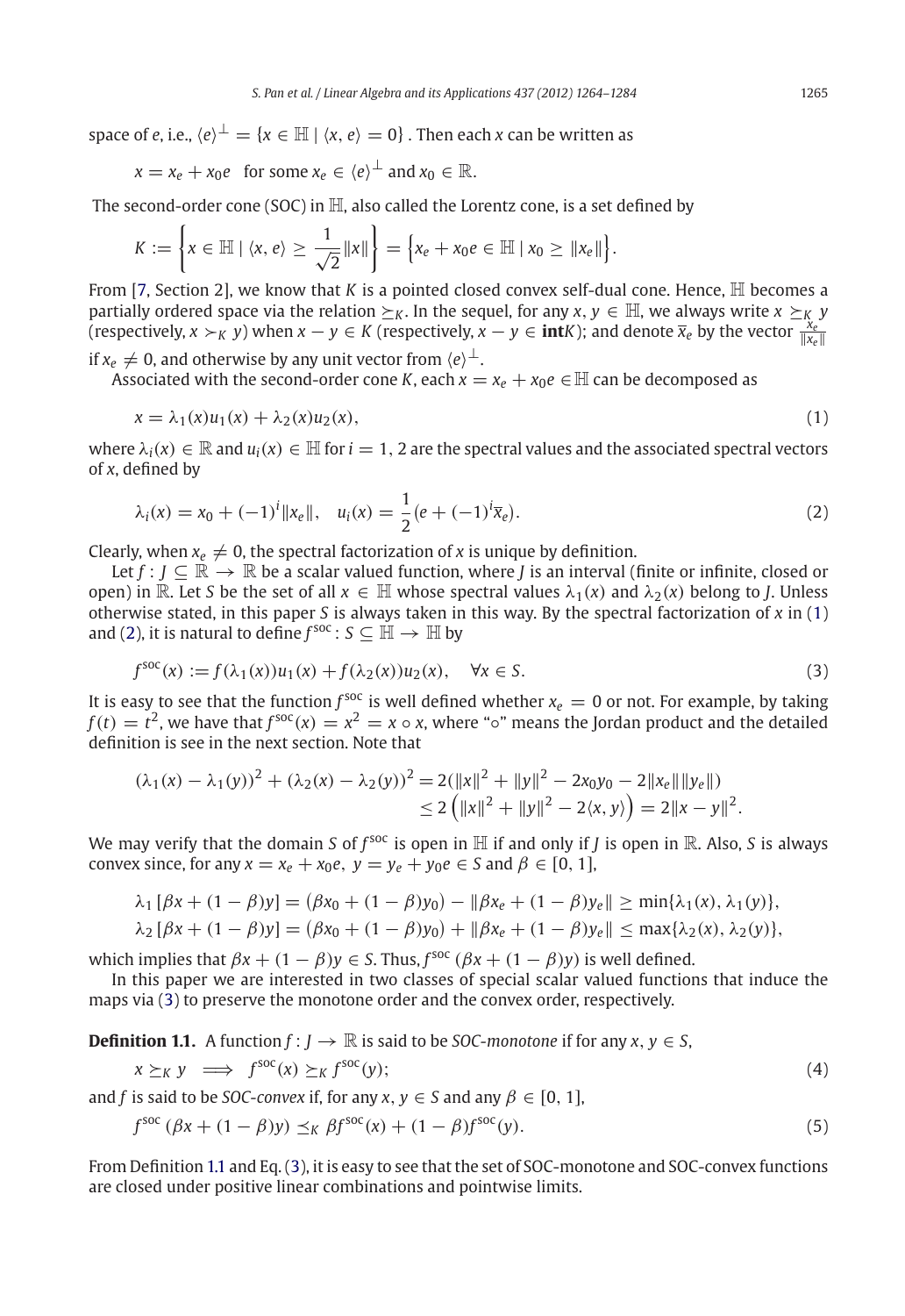space of $e$, i.e., $\langle e\rangle^\perp = \{x \in \mathbb{H} \mid \langle x, e\rangle = 0\}$ . Then each $x$ can be written as

$$x = x_e + x_0 e \quad \text{for some } x_e \in \langle e\rangle^\perp \text{ and } x_0 \in \mathbb{R}.$$

The second-order cone (SOC) in $\mathbb{H}$, also called the Lorentz cone, is a set defined by

$$K := \left\{ x \in \mathbb{H} \mid \langle x, e\rangle \geq \frac{1}{\sqrt{2}}\|x\| \right\} = \left\{ x_e + x_0 e \in \mathbb{H} \mid x_0 \geq \|x_e\| \right\}.$$

From [7, Section 2], we know that $K$ is a pointed closed convex self-dual cone. Hence, $\mathbb{H}$ becomes a partially ordered space via the relation $\succeq_K$. In the sequel, for any $x, y \in \mathbb{H}$, we always write $x \succeq_K y$ (respectively, $x \succ_K y$) when $x - y \in K$ (respectively, $x - y \in \textbf{int}K$); and denote $\bar{x}_e$ by the vector $\frac{x_e}{\|x_e\|}$ if $x_e \neq 0$, and otherwise by any unit vector from $\langle e\rangle^\perp$.

Associated with the second-order cone $K$, each $x = x_e + x_0 e \in \mathbb{H}$ can be decomposed as

$$x = \lambda_1(x)u_1(x) + \lambda_2(x)u_2(x), \tag{1}$$

where $\lambda_i(x) \in \mathbb{R}$ and $u_i(x) \in \mathbb{H}$ for $i = 1, 2$ are the spectral values and the associated spectral vectors of $x$, defined by

$$\lambda_i(x) = x_0 + (-1)^i\|x_e\|, \quad u_i(x) = \frac{1}{2}(e + (-1)^i\bar{x}_e). \tag{2}$$

Clearly, when $x_e \neq 0$, the spectral factorization of $x$ is unique by definition.

Let $f : J \subseteq \mathbb{R} \to \mathbb{R}$ be a scalar valued function, where $J$ is an interval (finite or infinite, closed or open) in $\mathbb{R}$. Let $S$ be the set of all $x \in \mathbb{H}$ whose spectral values $\lambda_1(x)$ and $\lambda_2(x)$ belong to $J$. Unless otherwise stated, in this paper $S$ is always taken in this way. By the spectral factorization of $x$ in (1) and (2), it is natural to define $f^{\rm soc} : S \subseteq \mathbb{H} \to \mathbb{H}$ by

$$f^{\rm soc}(x) := f(\lambda_1(x))u_1(x) + f(\lambda_2(x))u_2(x), \quad \forall x \in S. \tag{3}$$

It is easy to see that the function $f^{\rm soc}$ is well defined whether $x_e = 0$ or not. For example, by taking $f(t) = t^2$, we have that $f^{\rm soc}(x) = x^2 = x \circ x$, where "$\circ$" means the Jordan product and the detailed definition is see in the next section. Note that

$$\begin{aligned}(\lambda_1(x) - \lambda_1(y))^2 + (\lambda_2(x) - \lambda_2(y))^2 &= 2(\|x\|^2 + \|y\|^2 - 2x_0y_0 - 2\|x_e\|\|y_e\|) \\ &\leq 2\left(\|x\|^2 + \|y\|^2 - 2\langle x, y\rangle\right) = 2\|x - y\|^2.\end{aligned}$$

We may verify that the domain $S$ of $f^{\rm soc}$ is open in $\mathbb{H}$ if and only if $J$ is open in $\mathbb{R}$. Also, $S$ is always convex since, for any $x = x_e + x_0 e,\ y = y_e + y_0 e \in S$ and $\beta \in [0, 1]$,

$$\lambda_1\left[\beta x + (1-\beta)y\right] = \left(\beta x_0 + (1-\beta)y_0\right) - \|\beta x_e + (1-\beta)y_e\| \geq \min\{\lambda_1(x), \lambda_1(y)\},$$
$$\lambda_2\left[\beta x + (1-\beta)y\right] = \left(\beta x_0 + (1-\beta)y_0\right) + \|\beta x_e + (1-\beta)y_e\| \leq \max\{\lambda_2(x), \lambda_2(y)\},$$

which implies that $\beta x + (1-\beta)y \in S$. Thus, $f^{\rm soc}\left(\beta x + (1-\beta)y\right)$ is well defined.

In this paper we are interested in two classes of special scalar valued functions that induce the maps via (3) to preserve the monotone order and the convex order, respectively.

**Definition 1.1.** A function $f : J \to \mathbb{R}$ is said to be *SOC-monotone* if for any $x, y \in S$,

$$x \succeq_K y \implies f^{\rm soc}(x) \succeq_K f^{\rm soc}(y); \tag{4}$$

and $f$ is said to be *SOC-convex* if, for any $x, y \in S$ and any $\beta \in [0, 1]$,

$$f^{\rm soc}\left(\beta x + (1-\beta)y\right) \preceq_K \beta f^{\rm soc}(x) + (1-\beta)f^{\rm soc}(y). \tag{5}$$

From Definition 1.1 and Eq. (3), it is easy to see that the set of SOC-monotone and SOC-convex functions are closed under positive linear combinations and pointwise limits.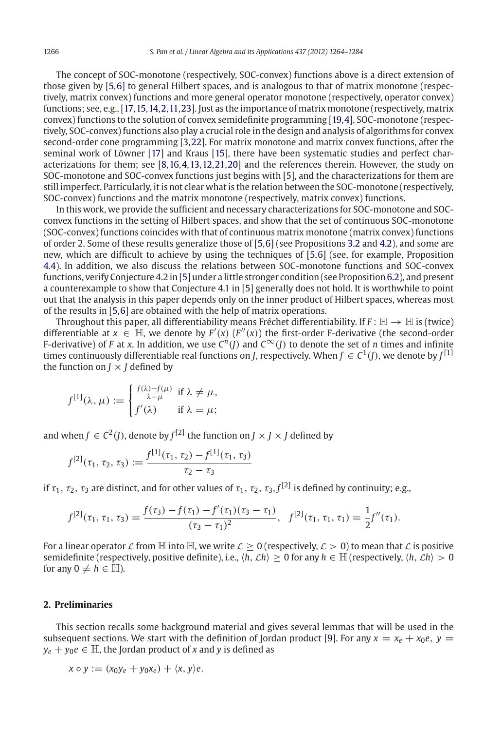The concept of SOC-monotone (respectively, SOC-convex) functions above is a direct extension of those given by [5,6] to general Hilbert spaces, and is analogous to that of matrix monotone (respectively, matrix convex) functions and more general operator monotone (respectively, operator convex) functions; see, e.g., [17,15,14,2,11,23]. Just as the importance of matrix monotone (respectively, matrix convex) functions to the solution of convex semidefinite programming [19,4], SOC-monotone (respectively, SOC-convex) functions also play a crucial role in the design and analysis of algorithms for convex second-order cone programming [3,22]. For matrix monotone and matrix convex functions, after the seminal work of Löwner [17] and Kraus [15], there have been systematic studies and perfect characterizations for them; see [8,16,4,13,12,21,20] and the references therein. However, the study on SOC-monotone and SOC-convex functions just begins with [5], and the characterizations for them are still imperfect. Particularly, it is not clear what is the relation between the SOC-monotone (respectively, SOC-convex) functions and the matrix monotone (respectively, matrix convex) functions.

In this work, we provide the sufficient and necessary characterizations for SOC-monotone and SOC-convex functions in the setting of Hilbert spaces, and show that the set of continuous SOC-monotone (SOC-convex) functions coincides with that of continuous matrix monotone (matrix convex) functions of order 2. Some of these results generalize those of [5,6] (see Propositions 3.2 and 4.2), and some are new, which are difficult to achieve by using the techniques of [5,6] (see, for example, Proposition 4.4). In addition, we also discuss the relations between SOC-monotone functions and SOC-convex functions, verify Conjecture 4.2 in [5] under a little stronger condition (see Proposition 6.2), and present a counterexample to show that Conjecture 4.1 in [5] generally does not hold. It is worthwhile to point out that the analysis in this paper depends only on the inner product of Hilbert spaces, whereas most of the results in [5,6] are obtained with the help of matrix operations.

Throughout this paper, all differentiability means Fréchet differentiability. If $F : \mathbb{H} \to \mathbb{H}$ is (twice) differentiable at $x \in \mathbb{H}$, we denote by $F'(x)$ $(F''(x))$ the first-order F-derivative (the second-order F-derivative) of $F$ at $x$. In addition, we use $C^n(J)$ and $C^\infty(J)$ to denote the set of $n$ times and infinite times continuously differentiable real functions on $J$, respectively. When $f \in C^1(J)$, we denote by $f^{[1]}$ the function on $J \times J$ defined by

$$f^{[1]}(\lambda, \mu) := \begin{cases} \frac{f(\lambda)-f(\mu)}{\lambda-\mu} & \text{if } \lambda \neq \mu, \\ f'(\lambda) & \text{if } \lambda = \mu; \end{cases}$$

and when $f \in C^2(J)$, denote by $f^{[2]}$ the function on $J \times J \times J$ defined by

$$f^{[2]}(\tau_1, \tau_2, \tau_3) := \frac{f^{[1]}(\tau_1, \tau_2) - f^{[1]}(\tau_1, \tau_3)}{\tau_2 - \tau_3}$$

if $\tau_1, \tau_2, \tau_3$ are distinct, and for other values of $\tau_1, \tau_2, \tau_3, f^{[2]}$ is defined by continuity; e.g.,

$$f^{[2]}(\tau_1, \tau_1, \tau_3) = \frac{f(\tau_3) - f(\tau_1) - f'(\tau_1)(\tau_3 - \tau_1)}{(\tau_3 - \tau_1)^2}, \quad f^{[2]}(\tau_1, \tau_1, \tau_1) = \frac{1}{2}f''(\tau_1).$$

For a linear operator $\mathcal{L}$ from $\mathbb{H}$ into $\mathbb{H}$, we write $\mathcal{L} \geq 0$ (respectively, $\mathcal{L} > 0$) to mean that $\mathcal{L}$ is positive semidefinite (respectively, positive definite), i.e., $\langle h, \mathcal{L}h \rangle \geq 0$ for any $h \in \mathbb{H}$ (respectively, $\langle h, \mathcal{L}h \rangle > 0$ for any $0 \neq h \in \mathbb{H}$).

## 2. Preliminaries

This section recalls some background material and gives several lemmas that will be used in the subsequent sections. We start with the definition of Jordan product [9]. For any $x = x_e + x_0 e$, $y = y_e + y_0 e \in \mathbb{H}$, the Jordan product of $x$ and $y$ is defined as

$$x \circ y := (x_0 y_e + y_0 x_e) + \langle x, y \rangle e.$$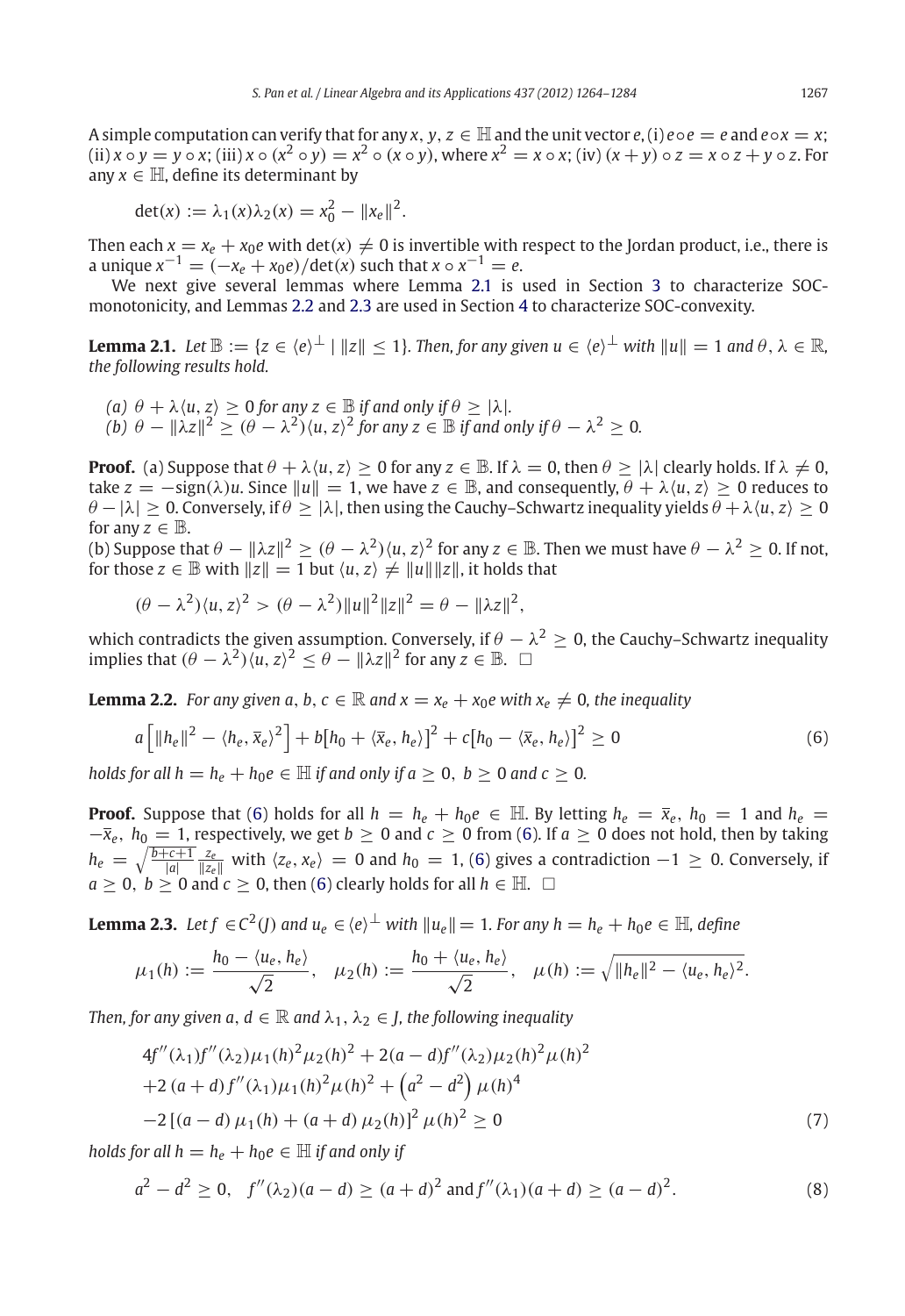A simple computation can verify that for any $x, y, z \in \mathbb{H}$ and the unit vector $e$, (i) $e \circ e = e$ and $e \circ x = x$; (ii) $x \circ y = y \circ x$; (iii) $x \circ (x^2 \circ y) = x^2 \circ (x \circ y)$, where $x^2 = x \circ x$; (iv) $(x + y) \circ z = x \circ z + y \circ z$. For any $x \in \mathbb{H}$, define its determinant by

$$\det(x) := \lambda_1(x)\lambda_2(x) = x_0^2 - \|x_e\|^2.$$

Then each $x = x_e + x_0 e$ with $\det(x) \neq 0$ is invertible with respect to the Jordan product, i.e., there is a unique $x^{-1} = (-x_e + x_0 e)/\det(x)$ such that $x \circ x^{-1} = e$.

We next give several lemmas where Lemma 2.1 is used in Section 3 to characterize SOC-monotonicity, and Lemmas 2.2 and 2.3 are used in Section 4 to characterize SOC-convexity.

**Lemma 2.1.** *Let $\mathbb{B} := \{z \in \langle e \rangle^\perp \mid \|z\| \leq 1\}$. Then, for any given $u \in \langle e \rangle^\perp$ with $\|u\| = 1$ and $\theta, \lambda \in \mathbb{R}$, the following results hold.*

*(a) $\theta + \lambda\langle u, z\rangle \geq 0$ for any $z \in \mathbb{B}$ if and only if $\theta \geq |\lambda|$.*
*(b) $\theta - \|\lambda z\|^2 \geq (\theta - \lambda^2)\langle u, z\rangle^2$ for any $z \in \mathbb{B}$ if and only if $\theta - \lambda^2 \geq 0$.*

**Proof.** (a) Suppose that $\theta + \lambda\langle u, z\rangle \geq 0$ for any $z \in \mathbb{B}$. If $\lambda = 0$, then $\theta \geq |\lambda|$ clearly holds. If $\lambda \neq 0$, take $z = -\text{sign}(\lambda)u$. Since $\|u\| = 1$, we have $z \in \mathbb{B}$, and consequently, $\theta + \lambda\langle u, z\rangle \geq 0$ reduces to $\theta - |\lambda| \geq 0$. Conversely, if $\theta \geq |\lambda|$, then using the Cauchy–Schwartz inequality yields $\theta + \lambda\langle u, z\rangle \geq 0$ for any $z \in \mathbb{B}$.
(b) Suppose that $\theta - \|\lambda z\|^2 \geq (\theta - \lambda^2)\langle u, z\rangle^2$ for any $z \in \mathbb{B}$. Then we must have $\theta - \lambda^2 \geq 0$. If not, for those $z \in \mathbb{B}$ with $\|z\| = 1$ but $\langle u, z\rangle \neq \|u\|\|z\|$, it holds that

$$(\theta - \lambda^2)\langle u, z\rangle^2 > (\theta - \lambda^2)\|u\|^2\|z\|^2 = \theta - \|\lambda z\|^2,$$

which contradicts the given assumption. Conversely, if $\theta - \lambda^2 \geq 0$, the Cauchy–Schwartz inequality implies that $(\theta - \lambda^2)\langle u, z\rangle^2 \leq \theta - \|\lambda z\|^2$ for any $z \in \mathbb{B}$. $\square$

**Lemma 2.2.** *For any given $a, b, c \in \mathbb{R}$ and $x = x_e + x_0 e$ with $x_e \neq 0$, the inequality*

$$a\left[\|h_e\|^2 - \langle h_e, \bar{x}_e\rangle^2\right] + b\left[h_0 + \langle \bar{x}_e, h_e\rangle\right]^2 + c\left[h_0 - \langle \bar{x}_e, h_e\rangle\right]^2 \geq 0 \tag{6}$$

*holds for all $h = h_e + h_0 e \in \mathbb{H}$ if and only if $a \geq 0$, $b \geq 0$ and $c \geq 0$.*

**Proof.** Suppose that (6) holds for all $h = h_e + h_0 e \in \mathbb{H}$. By letting $h_e = \bar{x}_e$, $h_0 = 1$ and $h_e = -\bar{x}_e$, $h_0 = 1$, respectively, we get $b \geq 0$ and $c \geq 0$ from (6). If $a \geq 0$ does not hold, then by taking $h_e = \sqrt{\frac{b+c+1}{|a|}}\frac{z_e}{\|z_e\|}$ with $\langle z_e, x_e\rangle = 0$ and $h_0 = 1$, (6) gives a contradiction $-1 \geq 0$. Conversely, if $a \geq 0$, $b \geq 0$ and $c \geq 0$, then (6) clearly holds for all $h \in \mathbb{H}$. $\square$

**Lemma 2.3.** *Let $f \in C^2(J)$ and $u_e \in \langle e \rangle^\perp$ with $\|u_e\| = 1$. For any $h = h_e + h_0 e \in \mathbb{H}$, define*

$$\mu_1(h) := \frac{h_0 - \langle u_e, h_e\rangle}{\sqrt{2}}, \quad \mu_2(h) := \frac{h_0 + \langle u_e, h_e\rangle}{\sqrt{2}}, \quad \mu(h) := \sqrt{\|h_e\|^2 - \langle u_e, h_e\rangle^2}.$$

*Then, for any given $a, d \in \mathbb{R}$ and $\lambda_1, \lambda_2 \in J$, the following inequality*

$$\begin{aligned}
&4f''(\lambda_1)f''(\lambda_2)\mu_1(h)^2\mu_2(h)^2 + 2(a - d)f''(\lambda_2)\mu_2(h)^2\mu(h)^2 \\
&+ 2\,(a + d)\,f''(\lambda_1)\mu_1(h)^2\mu(h)^2 + \left(a^2 - d^2\right)\mu(h)^4 \\
&- 2\left[(a - d)\,\mu_1(h) + (a + d)\,\mu_2(h)\right]^2\mu(h)^2 \geq 0
\end{aligned} \tag{7}$$

*holds for all $h = h_e + h_0 e \in \mathbb{H}$ if and only if*

$$a^2 - d^2 \geq 0, \quad f''(\lambda_2)(a - d) \geq (a + d)^2 \text{ and } f''(\lambda_1)(a + d) \geq (a - d)^2. \tag{8}$$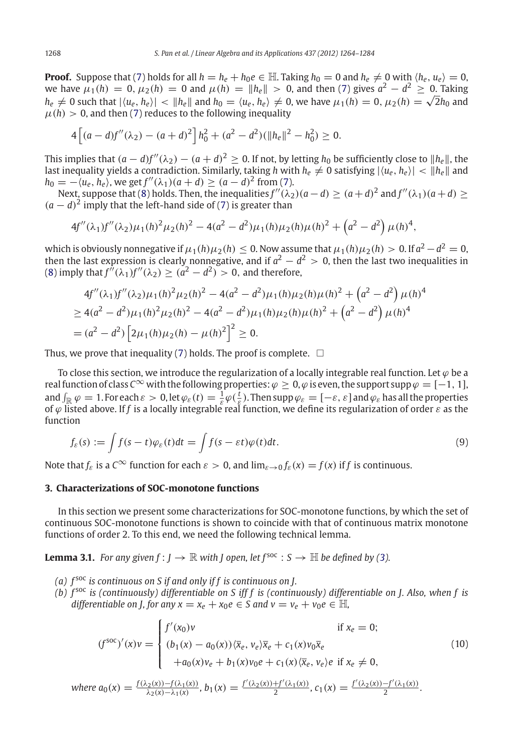**Proof.** Suppose that (7) holds for all $h = h_e + h_0 e \in \mathbb{H}$. Taking $h_0 = 0$ and $h_e \neq 0$ with $\langle h_e, u_e \rangle = 0$, we have $\mu_1(h) = 0$, $\mu_2(h) = 0$ and $\mu(h) = \|h_e\| > 0$, and then (7) gives $a^2 - d^2 \geq 0$. Taking $h_e \neq 0$ such that $|\langle u_e, h_e \rangle| < \|h_e\|$ and $h_0 = \langle u_e, h_e \rangle \neq 0$, we have $\mu_1(h) = 0$, $\mu_2(h) = \sqrt{2}h_0$ and $\mu(h) > 0$, and then (7) reduces to the following inequality

$$4\left[(a-d)f''(\lambda_2) - (a+d)^2\right]h_0^2 + (a^2 - d^2)(\|h_e\|^2 - h_0^2) \geq 0.$$

This implies that $(a-d)f''(\lambda_2) - (a+d)^2 \geq 0$. If not, by letting $h_0$ be sufficiently close to $\|h_e\|$, the last inequality yields a contradiction. Similarly, taking $h$ with $h_e \neq 0$ satisfying $|\langle u_e, h_e \rangle| < \|h_e\|$ and $h_0 = -\langle u_e, h_e \rangle$, we get $f''(\lambda_1)(a+d) \geq (a-d)^2$ from (7).

Next, suppose that (8) holds. Then, the inequalities $f''(\lambda_2)(a-d) \geq (a+d)^2$ and $f''(\lambda_1)(a+d) \geq (a-d)^2$ imply that the left-hand side of (7) is greater than

$$4f''(\lambda_1)f''(\lambda_2)\mu_1(h)^2\mu_2(h)^2 - 4(a^2 - d^2)\mu_1(h)\mu_2(h)\mu(h)^2 + \left(a^2 - d^2\right)\mu(h)^4,$$

which is obviously nonnegative if $\mu_1(h)\mu_2(h) \leq 0$. Now assume that $\mu_1(h)\mu_2(h) > 0$. If $a^2 - d^2 = 0$, then the last expression is clearly nonnegative, and if $a^2 - d^2 > 0$, then the last two inequalities in (8) imply that $f''(\lambda_1)f''(\lambda_2) \geq (a^2 - d^2) > 0$, and therefore,

$$\begin{aligned}
&4f''(\lambda_1)f''(\lambda_2)\mu_1(h)^2\mu_2(h)^2 - 4(a^2 - d^2)\mu_1(h)\mu_2(h)\mu(h)^2 + \left(a^2 - d^2\right)\mu(h)^4 \\
&\geq 4(a^2 - d^2)\mu_1(h)^2\mu_2(h)^2 - 4(a^2 - d^2)\mu_1(h)\mu_2(h)\mu(h)^2 + \left(a^2 - d^2\right)\mu(h)^4 \\
&= (a^2 - d^2)\left[2\mu_1(h)\mu_2(h) - \mu(h)^2\right]^2 \geq 0.
\end{aligned}$$

Thus, we prove that inequality (7) holds. The proof is complete. $\square$

To close this section, we introduce the regularization of a locally integrable real function. Let $\varphi$ be a real function of class $C^\infty$ with the following properties: $\varphi \geq 0$, $\varphi$ is even, the support $\operatorname{supp}\varphi = [-1, 1]$, and $\int_{\mathbb{R}} \varphi = 1$. For each $\varepsilon > 0$, let $\varphi_\varepsilon(t) = \frac{1}{\varepsilon}\varphi(\frac{t}{\varepsilon})$. Then $\operatorname{supp}\varphi_\varepsilon = [-\varepsilon, \varepsilon]$ and $\varphi_\varepsilon$ has all the properties of $\varphi$ listed above. If $f$ is a locally integrable real function, we define its regularization of order $\varepsilon$ as the function

$$f_\varepsilon(s) := \int f(s-t)\varphi_\varepsilon(t)dt = \int f(s - \varepsilon t)\varphi(t)dt. \tag{9}$$

Note that $f_\varepsilon$ is a $C^\infty$ function for each $\varepsilon > 0$, and $\lim_{\varepsilon \to 0} f_\varepsilon(x) = f(x)$ if $f$ is continuous.

## 3. Characterizations of SOC-monotone functions

In this section we present some characterizations for SOC-monotone functions, by which the set of continuous SOC-monotone functions is shown to coincide with that of continuous matrix monotone functions of order 2. To this end, we need the following technical lemma.

**Lemma 3.1.** *For any given $f : J \to \mathbb{R}$ with $J$ open, let $f^{\text{soc}} : S \to \mathbb{H}$ be defined by (3).*

*(a) $f^{\text{soc}}$ is continuous on $S$ if and only if $f$ is continuous on $J$.*

*(b) $f^{\text{soc}}$ is (continuously) differentiable on $S$ iff $f$ is (continuously) differentiable on $J$. Also, when $f$ is differentiable on $J$, for any $x = x_e + x_0 e \in S$ and $v = v_e + v_0 e \in \mathbb{H}$,*

$$(f^{\text{soc}})'(x)v = \begin{cases} f'(x_0)v & \text{if } x_e = 0; \\ (b_1(x) - a_0(x))\langle \overline{x}_e, v_e \rangle \overline{x}_e + c_1(x)v_0\overline{x}_e & \\ \quad + a_0(x)v_e + b_1(x)v_0 e + c_1(x)\langle \overline{x}_e, v_e \rangle e & \text{if } x_e \neq 0, \end{cases} \tag{10}$$

*where $a_0(x) = \frac{f(\lambda_2(x)) - f(\lambda_1(x))}{\lambda_2(x) - \lambda_1(x)}$, $b_1(x) = \frac{f'(\lambda_2(x)) + f'(\lambda_1(x))}{2}$, $c_1(x) = \frac{f'(\lambda_2(x)) - f'(\lambda_1(x))}{2}$.*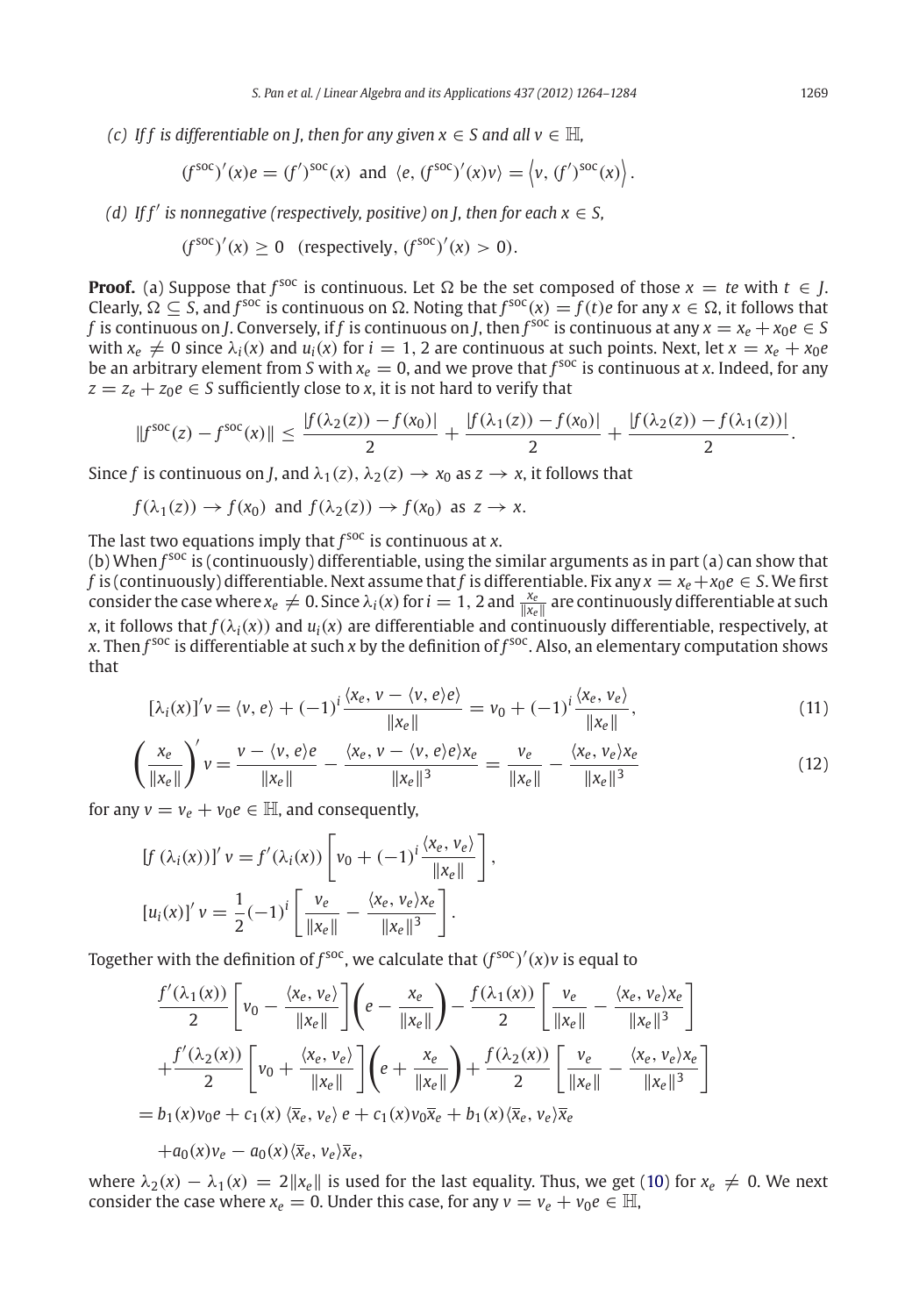*(c) If $f$ is differentiable on $J$, then for any given $x \in S$ and all $v \in \mathbb{H}$,*

$$(f^{\rm soc})'(x)e = (f')^{\rm soc}(x) \ \text{ and } \ \langle e, (f^{\rm soc})'(x)v\rangle = \left\langle v, (f')^{\rm soc}(x)\right\rangle.$$

*(d) If $f'$ is nonnegative (respectively, positive) on $J$, then for each $x \in S$,*

$$(f^{\rm soc})'(x) \geq 0 \quad (\text{respectively}, (f^{\rm soc})'(x) > 0).$$

**Proof.** (a) Suppose that $f^{\rm soc}$ is continuous. Let $\Omega$ be the set composed of those $x = te$ with $t \in J$. Clearly, $\Omega \subseteq S$, and $f^{\rm soc}$ is continuous on $\Omega$. Noting that $f^{\rm soc}(x) = f(t)e$ for any $x \in \Omega$, it follows that $f$ is continuous on $J$. Conversely, if $f$ is continuous on $J$, then $f^{\rm soc}$ is continuous at any $x = x_e + x_0 e \in S$ with $x_e \neq 0$ since $\lambda_i(x)$ and $u_i(x)$ for $i = 1, 2$ are continuous at such points. Next, let $x = x_e + x_0 e$ be an arbitrary element from $S$ with $x_e = 0$, and we prove that $f^{\rm soc}$ is continuous at $x$. Indeed, for any $z = z_e + z_0 e \in S$ sufficiently close to $x$, it is not hard to verify that

$$\|f^{\rm soc}(z) - f^{\rm soc}(x)\| \leq \frac{|f(\lambda_2(z)) - f(x_0)|}{2} + \frac{|f(\lambda_1(z)) - f(x_0)|}{2} + \frac{|f(\lambda_2(z)) - f(\lambda_1(z))|}{2}.$$

Since $f$ is continuous on $J$, and $\lambda_1(z), \lambda_2(z) \to x_0$ as $z \to x$, it follows that

$$f(\lambda_1(z)) \to f(x_0) \ \text{ and } \ f(\lambda_2(z)) \to f(x_0) \ \text{ as } \ z \to x.$$

The last two equations imply that $f^{\rm soc}$ is continuous at $x$.

(b) When $f^{\rm soc}$ is (continuously) differentiable, using the similar arguments as in part (a) can show that $f$ is (continuously) differentiable. Next assume that $f$ is differentiable. Fix any $x = x_e + x_0 e \in S$. We first consider the case where $x_e \neq 0$. Since $\lambda_i(x)$ for $i = 1, 2$ and $\frac{x_e}{\|x_e\|}$ are continuously differentiable at such $x$, it follows that $f(\lambda_i(x))$ and $u_i(x)$ are differentiable and continuously differentiable, respectively, at $x$. Then $f^{\rm soc}$ is differentiable at such $x$ by the definition of $f^{\rm soc}$. Also, an elementary computation shows that

$$[\lambda_i(x)]'v = \langle v, e\rangle + (-1)^i \frac{\langle x_e, v - \langle v, e\rangle e\rangle}{\|x_e\|} = v_0 + (-1)^i \frac{\langle x_e, v_e\rangle}{\|x_e\|}, \tag{11}$$

$$\left(\frac{x_e}{\|x_e\|}\right)' v = \frac{v - \langle v, e\rangle e}{\|x_e\|} - \frac{\langle x_e, v - \langle v, e\rangle e\rangle x_e}{\|x_e\|^3} = \frac{v_e}{\|x_e\|} - \frac{\langle x_e, v_e\rangle x_e}{\|x_e\|^3} \tag{12}$$

for any $v = v_e + v_0 e \in \mathbb{H}$, and consequently,

$$[f(\lambda_i(x))]' v = f'(\lambda_i(x)) \left[v_0 + (-1)^i \frac{\langle x_e, v_e\rangle}{\|x_e\|}\right],$$

$$[u_i(x)]' v = \frac{1}{2}(-1)^i \left[\frac{v_e}{\|x_e\|} - \frac{\langle x_e, v_e\rangle x_e}{\|x_e\|^3}\right].$$

Together with the definition of $f^{\rm soc}$, we calculate that $(f^{\rm soc})'(x)v$ is equal to

$$\begin{aligned}
&\frac{f'(\lambda_1(x))}{2}\left[v_0 - \frac{\langle x_e, v_e\rangle}{\|x_e\|}\right]\left(e - \frac{x_e}{\|x_e\|}\right) - \frac{f(\lambda_1(x))}{2}\left[\frac{v_e}{\|x_e\|} - \frac{\langle x_e, v_e\rangle x_e}{\|x_e\|^3}\right] \\
&+ \frac{f'(\lambda_2(x))}{2}\left[v_0 + \frac{\langle x_e, v_e\rangle}{\|x_e\|}\right]\left(e + \frac{x_e}{\|x_e\|}\right) + \frac{f(\lambda_2(x))}{2}\left[\frac{v_e}{\|x_e\|} - \frac{\langle x_e, v_e\rangle x_e}{\|x_e\|^3}\right] \\
&= b_1(x)v_0 e + c_1(x)\langle \overline{x}_e, v_e\rangle e + c_1(x) v_0 \overline{x}_e + b_1(x)\langle \overline{x}_e, v_e\rangle \overline{x}_e \\
&\quad + a_0(x) v_e - a_0(x)\langle \overline{x}_e, v_e\rangle \overline{x}_e,
\end{aligned}$$

where $\lambda_2(x) - \lambda_1(x) = 2\|x_e\|$ is used for the last equality. Thus, we get (10) for $x_e \neq 0$. We next consider the case where $x_e = 0$. Under this case, for any $v = v_e + v_0 e \in \mathbb{H}$,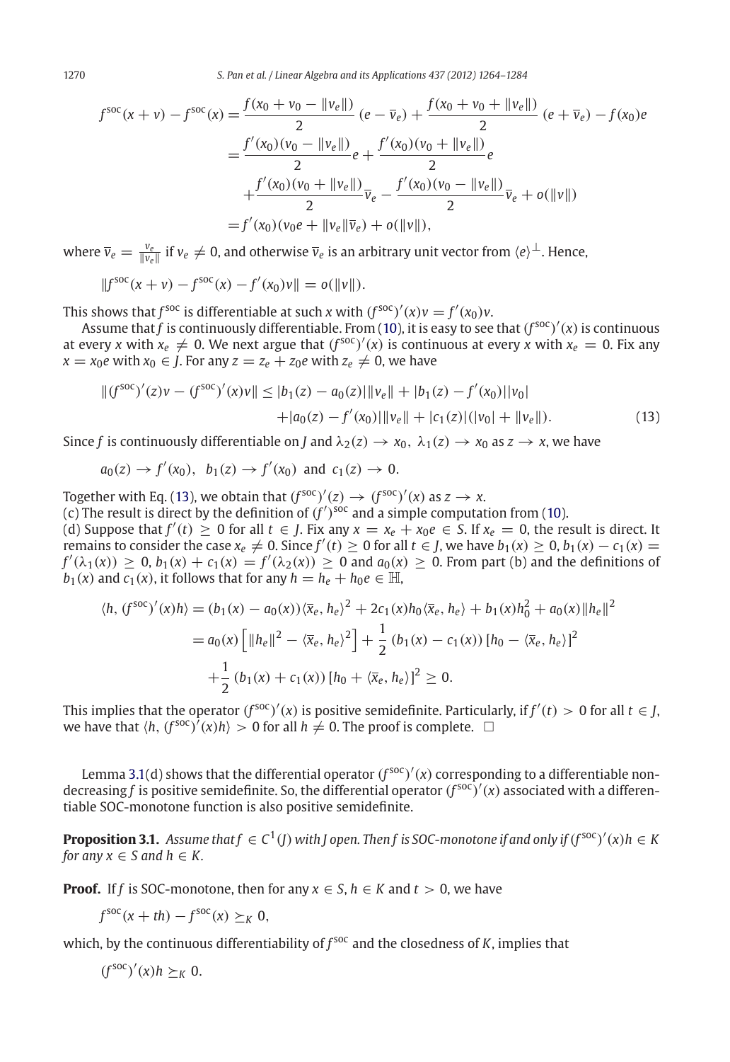$$
\begin{aligned}
f^{\text{soc}}(x+v) - f^{\text{soc}}(x) &= \frac{f(x_0+v_0-\|v_e\|)}{2}\,(e-\bar{v}_e) + \frac{f(x_0+v_0+\|v_e\|)}{2}\,(e+\bar{v}_e) - f(x_0)e \\
&= \frac{f'(x_0)(v_0-\|v_e\|)}{2}e + \frac{f'(x_0)(v_0+\|v_e\|)}{2}e \\
&\quad + \frac{f'(x_0)(v_0+\|v_e\|)}{2}\bar{v}_e - \frac{f'(x_0)(v_0-\|v_e\|)}{2}\bar{v}_e + o(\|v\|) \\
&= f'(x_0)(v_0 e + \|v_e\|\bar{v}_e) + o(\|v\|),
\end{aligned}
$$

where $\bar{v}_e = \frac{v_e}{\|v_e\|}$ if $v_e \neq 0$, and otherwise $\bar{v}_e$ is an arbitrary unit vector from $\langle e\rangle^{\perp}$. Hence,

$$
\|f^{\text{soc}}(x+v) - f^{\text{soc}}(x) - f'(x_0)v\| = o(\|v\|).
$$

This shows that $f^{\text{soc}}$ is differentiable at such $x$ with $(f^{\text{soc}})'(x)v = f'(x_0)v$.

Assume that $f$ is continuously differentiable. From (10), it is easy to see that $(f^{\text{soc}})'(x)$ is continuous at every $x$ with $x_e \neq 0$. We next argue that $(f^{\text{soc}})'(x)$ is continuous at every $x$ with $x_e = 0$. Fix any $x = x_0 e$ with $x_0 \in J$. For any $z = z_e + z_0 e$ with $z_e \neq 0$, we have

$$
\begin{aligned}
\|(f^{\text{soc}})'(z)v - (f^{\text{soc}})'(x)v\| \le |b_1(z) - a_0(z)|\|v_e\| + |b_1(z) - f'(x_0)||v_0| \\
+ |a_0(z) - f'(x_0)|\|v_e\| + |c_1(z)|(|v_0| + \|v_e\|).
\end{aligned} \tag{13}
$$

Since $f$ is continuously differentiable on $J$ and $\lambda_2(z) \to x_0,\ \lambda_1(z) \to x_0$ as $z \to x$, we have

$$
a_0(z) \to f'(x_0),\ \ b_1(z) \to f'(x_0)\ \text{ and }\ c_1(z) \to 0.
$$

Together with Eq. (13), we obtain that $(f^{\text{soc}})'(z) \to (f^{\text{soc}})'(x)$ as $z \to x$.

(c) The result is direct by the definition of $(f')^{\text{soc}}$ and a simple computation from (10).

(d) Suppose that $f'(t) \ge 0$ for all $t \in J$. Fix any $x = x_e + x_0 e \in S$. If $x_e = 0$, the result is direct. It remains to consider the case $x_e \neq 0$. Since $f'(t) \ge 0$ for all $t \in J$, we have $b_1(x) \ge 0$, $b_1(x) - c_1(x) = f'(\lambda_1(x)) \ge 0$, $b_1(x) + c_1(x) = f'(\lambda_2(x)) \ge 0$ and $a_0(x) \ge 0$. From part (b) and the definitions of $b_1(x)$ and $c_1(x)$, it follows that for any $h = h_e + h_0 e \in \mathbb{H}$,

$$
\begin{aligned}
\langle h, (f^{\text{soc}})'(x)h\rangle &= (b_1(x) - a_0(x))\langle \bar{x}_e, h_e\rangle^2 + 2c_1(x)h_0\langle \bar{x}_e, h_e\rangle + b_1(x)h_0^2 + a_0(x)\|h_e\|^2 \\
&= a_0(x)\left[\|h_e\|^2 - \langle \bar{x}_e, h_e\rangle^2\right] + \frac{1}{2}\,(b_1(x) - c_1(x))\,[h_0 - \langle \bar{x}_e, h_e\rangle]^2 \\
&\quad + \frac{1}{2}\,(b_1(x) + c_1(x))\,[h_0 + \langle \bar{x}_e, h_e\rangle]^2 \ge 0.
\end{aligned}
$$

This implies that the operator $(f^{\text{soc}})'(x)$ is positive semidefinite. Particularly, if $f'(t) > 0$ for all $t \in J$, we have that $\langle h, (f^{\text{soc}})'(x)h\rangle > 0$ for all $h \neq 0$. The proof is complete. $\square$

Lemma 3.1(d) shows that the differential operator $(f^{\text{soc}})'(x)$ corresponding to a differentiable nondecreasing $f$ is positive semidefinite. So, the differential operator $(f^{\text{soc}})'(x)$ associated with a differentiable SOC-monotone function is also positive semidefinite.

**Proposition 3.1.** *Assume that $f \in C^1(J)$ with $J$ open. Then $f$ is SOC-monotone if and only if $(f^{\text{soc}})'(x)h \in K$ for any $x \in S$ and $h \in K$.*

**Proof.** If $f$ is SOC-monotone, then for any $x \in S$, $h \in K$ and $t > 0$, we have

$$
f^{\text{soc}}(x + th) - f^{\text{soc}}(x) \succeq_K 0,
$$

which, by the continuous differentiability of $f^{\text{soc}}$ and the closedness of $K$, implies that

$$
(f^{\text{soc}})'(x)h \succeq_K 0.
$$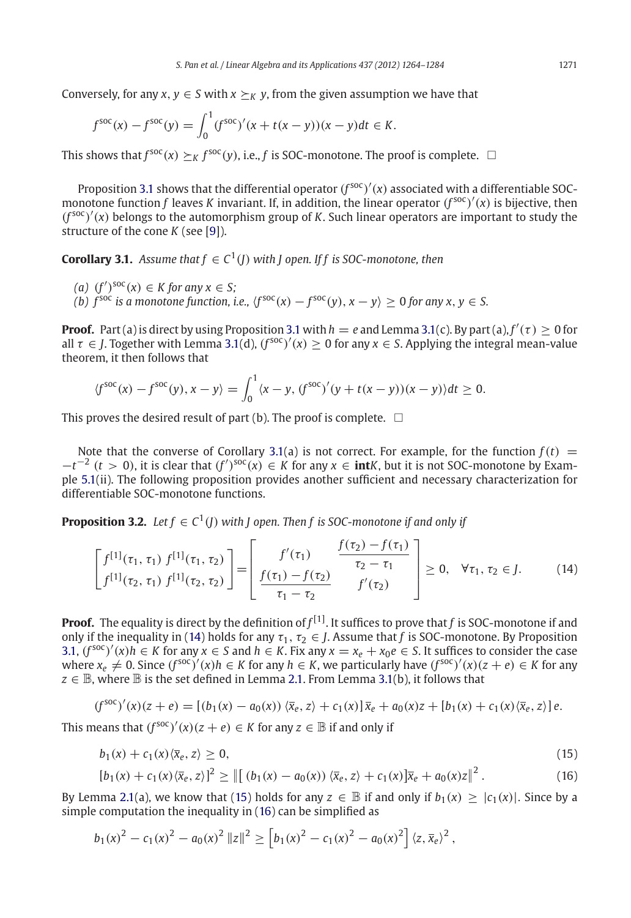Conversely, for any $x, y \in S$ with $x \succeq_K y$, from the given assumption we have that

$$f^{\rm soc}(x) - f^{\rm soc}(y) = \int_0^1 (f^{\rm soc})'(x + t(x-y))(x-y)dt \in K.$$

This shows that $f^{\rm soc}(x) \succeq_K f^{\rm soc}(y)$, i.e., $f$ is SOC-monotone. The proof is complete. $\square$

Proposition 3.1 shows that the differential operator $(f^{\rm soc})'(x)$ associated with a differentiable SOC-monotone function $f$ leaves $K$ invariant. If, in addition, the linear operator $(f^{\rm soc})'(x)$ is bijective, then $(f^{\rm soc})'(x)$ belongs to the automorphism group of $K$. Such linear operators are important to study the structure of the cone $K$ (see [9]).

**Corollary 3.1.** *Assume that $f \in C^1(J)$ with $J$ open. If $f$ is SOC-monotone, then*

*(a) $(f')^{\rm soc}(x) \in K$ for any $x \in S$;*
*(b) $f^{\rm soc}$ is a monotone function, i.e., $\langle f^{\rm soc}(x) - f^{\rm soc}(y), x - y\rangle \geq 0$ for any $x, y \in S$.*

**Proof.** Part (a) is direct by using Proposition 3.1 with $h = e$ and Lemma 3.1(c). By part (a), $f'(\tau) \geq 0$ for all $\tau \in J$. Together with Lemma 3.1(d), $(f^{\rm soc})'(x) \geq 0$ for any $x \in S$. Applying the integral mean-value theorem, it then follows that

$$\langle f^{\rm soc}(x) - f^{\rm soc}(y), x - y\rangle = \int_0^1 \langle x - y, (f^{\rm soc})'(y + t(x-y))(x-y)\rangle dt \geq 0.$$

This proves the desired result of part (b). The proof is complete. $\square$

Note that the converse of Corollary 3.1(a) is not correct. For example, for the function $f(t) = -t^{-2}$ $(t > 0)$, it is clear that $(f')^{\rm soc}(x) \in K$ for $x \in \textbf{int}K$, but it is not SOC-monotone by Example 5.1(ii). The following proposition provides another sufficient and necessary characterization for differentiable SOC-monotone functions.

**Proposition 3.2.** *Let $f \in C^1(J)$ with $J$ open. Then $f$ is SOC-monotone if and only if*

$$\begin{bmatrix} f^{[1]}(\tau_1, \tau_1) & f^{[1]}(\tau_1, \tau_2) \\ f^{[1]}(\tau_2, \tau_1) & f^{[1]}(\tau_2, \tau_2) \end{bmatrix} = \begin{bmatrix} f'(\tau_1) & \dfrac{f(\tau_2) - f(\tau_1)}{\tau_2 - \tau_1} \\ \dfrac{f(\tau_1) - f(\tau_2)}{\tau_1 - \tau_2} & f'(\tau_2) \end{bmatrix} \geq 0, \quad \forall \tau_1, \tau_2 \in J. \tag{14}$$

**Proof.** The equality is direct by the definition of $f^{[1]}$. It suffices to prove that $f$ is SOC-monotone if and only if the inequality in (14) holds for any $\tau_1, \tau_2 \in J$. Assume that $f$ is SOC-monotone. By Proposition 3.1, $(f^{\rm soc})'(x)h \in K$ for any $x \in S$ and $h \in K$. Fix any $x = x_e + x_0e \in S$. It suffices to consider the case where $x_e \neq 0$. Since $(f^{\rm soc})'(x)h \in K$ for any $h \in K$, we particularly have $(f^{\rm soc})'(x)(z + e) \in K$ for any $z \in \mathbb{B}$, where $\mathbb{B}$ is the set defined in Lemma 2.1. From Lemma 3.1(b), it follows that

$$(f^{\rm soc})'(x)(z + e) = \left[(b_1(x) - a_0(x))\, \langle \bar{x}_e, z\rangle + c_1(x)\right]\bar{x}_e + a_0(x)z + \left[b_1(x) + c_1(x)\langle \bar{x}_e, z\rangle\right]e.$$

This means that $(f^{\rm soc})'(x)(z + e) \in K$ for any $z \in \mathbb{B}$ if and only if

$$b_1(x) + c_1(x)\langle \bar{x}_e, z\rangle \geq 0, \tag{15}$$

$$\left[b_1(x) + c_1(x)\langle \bar{x}_e, z\rangle\right]^2 \geq \left\| \left[\, (b_1(x) - a_0(x))\, \langle \bar{x}_e, z\rangle + c_1(x)\right]\bar{x}_e + a_0(x)z \right\|^2. \tag{16}$$

By Lemma 2.1(a), we know that (15) holds for any $z \in \mathbb{B}$ if and only if $b_1(x) \geq |c_1(x)|$. Since by a simple computation the inequality in (16) can be simplified as

$$b_1(x)^2 - c_1(x)^2 - a_0(x)^2 \,\|z\|^2 \geq \left[b_1(x)^2 - c_1(x)^2 - a_0(x)^2\right] \langle z, \bar{x}_e\rangle^2,$$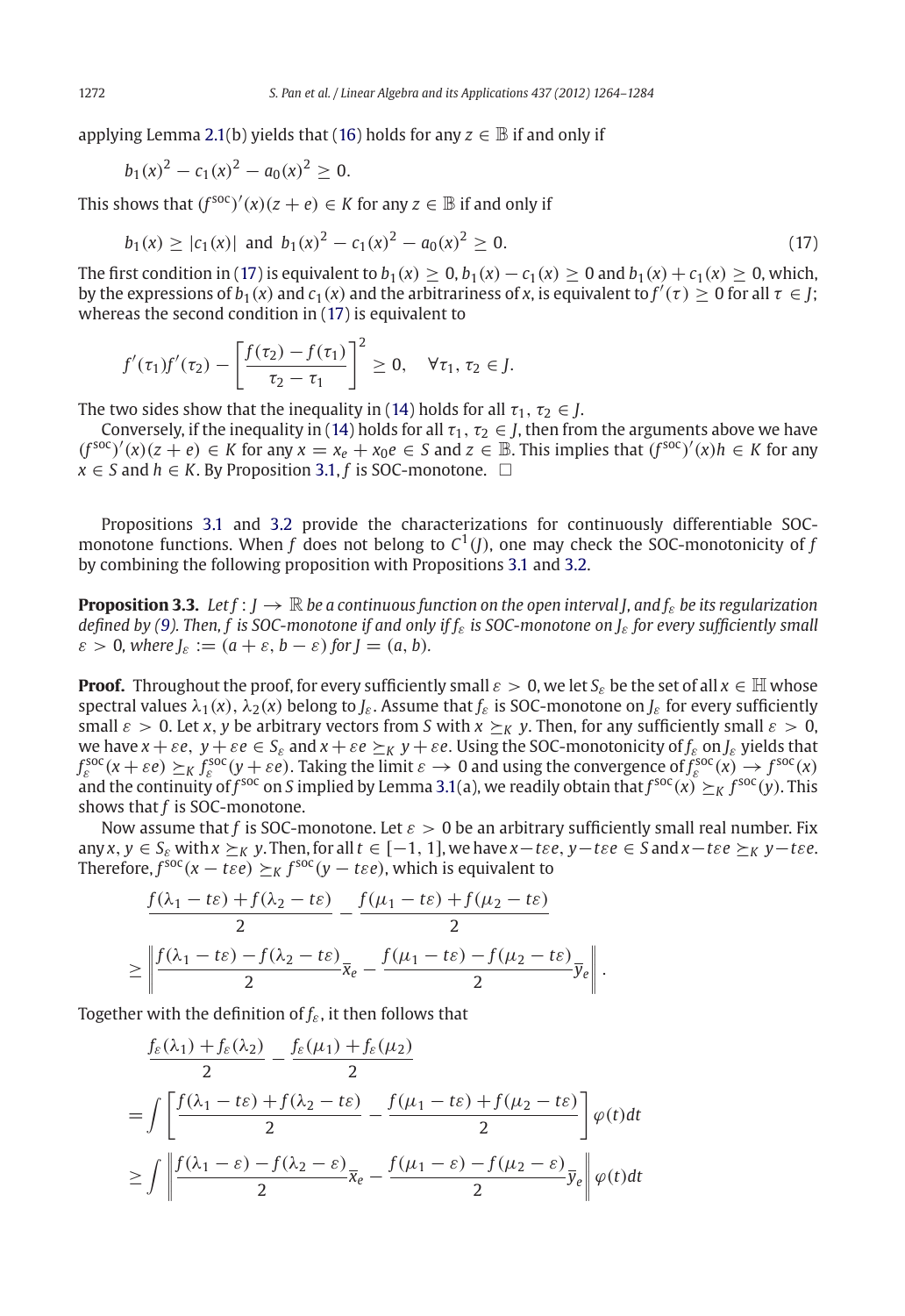applying Lemma 2.1(b) yields that (16) holds for any $z \in \mathbb{B}$ if and only if

$$b_1(x)^2 - c_1(x)^2 - a_0(x)^2 \geq 0.$$

This shows that $(f^{\rm soc})'(x)(z+e) \in K$ for any $z \in \mathbb{B}$ if and only if

$$b_1(x) \geq |c_1(x)| \text{ and } b_1(x)^2 - c_1(x)^2 - a_0(x)^2 \geq 0. \tag{17}$$

The first condition in (17) is equivalent to $b_1(x) \geq 0, b_1(x) - c_1(x) \geq 0$ and $b_1(x) + c_1(x) \geq 0$, which, by the expressions of $b_1(x)$ and $c_1(x)$ and the arbitrariness of $x$, is equivalent to $f'(\tau) \geq 0$ for all $\tau \in J$; whereas the second condition in (17) is equivalent to

$$f'(\tau_1)f'(\tau_2) - \left[\frac{f(\tau_2) - f(\tau_1)}{\tau_2 - \tau_1}\right]^2 \geq 0, \quad \forall \tau_1, \tau_2 \in J.$$

The two sides show that the inequality in (14) holds for all $\tau_1, \tau_2 \in J$.

Conversely, if the inequality in (14) holds for all $\tau_1, \tau_2 \in J$, then from the arguments above we have $(f^{\rm soc})'(x)(z+e) \in K$ for any $x = x_e + x_0 e \in S$ and $z \in \mathbb{B}$. This implies that $(f^{\rm soc})'(x)h \in K$ for any $x \in S$ and $h \in K$. By Proposition 3.1, $f$ is SOC-monotone. $\square$

Propositions 3.1 and 3.2 provide the characterizations for continuously differentiable SOC-monotone functions. When $f$ does not belong to $C^1(J)$, one may check the SOC-monotonicity of $f$ by combining the following proposition with Propositions 3.1 and 3.2.

**Proposition 3.3.** *Let $f: J \to \mathbb{R}$ be a continuous function on the open interval $J$, and $f_\varepsilon$ be its regularization defined by (9). Then, $f$ is SOC-monotone if and only if $f_\varepsilon$ is SOC-monotone on $J_\varepsilon$ for every sufficiently small $\varepsilon > 0$, where $J_\varepsilon := (a+\varepsilon, b-\varepsilon)$ for $J = (a, b)$.*

**Proof.** Throughout the proof, for every sufficiently small $\varepsilon > 0$, we let $S_\varepsilon$ be the set of all $x \in \mathbb{H}$ whose spectral values $\lambda_1(x), \lambda_2(x)$ belong to $J_\varepsilon$. Assume that $f_\varepsilon$ is SOC-monotone on $J_\varepsilon$ for every sufficiently small $\varepsilon > 0$. Let $x, y$ be arbitrary vectors from $S$ with $x \succeq_K y$. Then, for any sufficiently small $\varepsilon > 0$, we have $x + \varepsilon e,\ y + \varepsilon e \in S_\varepsilon$ and $x + \varepsilon e \succeq_K y + \varepsilon e$. Using the SOC-monotonicity of $f_\varepsilon$ on $J_\varepsilon$ yields that $f_\varepsilon^{\rm soc}(x+\varepsilon e) \succeq_K f_\varepsilon^{\rm soc}(y+\varepsilon e)$. Taking the limit $\varepsilon \to 0$ and using the convergence of $f_\varepsilon^{\rm soc}(x) \to f^{\rm soc}(x)$ and the continuity of $f^{\rm soc}$ on $S$ implied by Lemma 3.1(a), we readily obtain that $f^{\rm soc}(x) \succeq_K f^{\rm soc}(y)$. This shows that $f$ is SOC-monotone.

Now assume that $f$ is SOC-monotone. Let $\varepsilon > 0$ be an arbitrary sufficiently small real number. Fix any $x, y \in S_\varepsilon$ with $x \succeq_K y$. Then, for all $t \in [-1, 1]$, we have $x - t\varepsilon e, y - t\varepsilon e \in S$ and $x - t\varepsilon e \succeq_K y - t\varepsilon e$. Therefore, $f^{\rm soc}(x - t\varepsilon e) \succeq_K f^{\rm soc}(y - t\varepsilon e)$, which is equivalent to

$$\begin{aligned}
&\frac{f(\lambda_1 - t\varepsilon) + f(\lambda_2 - t\varepsilon)}{2} - \frac{f(\mu_1 - t\varepsilon) + f(\mu_2 - t\varepsilon)}{2} \\
&\geq \left\| \frac{f(\lambda_1 - t\varepsilon) - f(\lambda_2 - t\varepsilon)}{2}\overline{x}_e - \frac{f(\mu_1 - t\varepsilon) - f(\mu_2 - t\varepsilon)}{2}\overline{y}_e \right\|.
\end{aligned}$$

Together with the definition of $f_\varepsilon$, it then follows that

$$\begin{aligned}
&\frac{f_\varepsilon(\lambda_1) + f_\varepsilon(\lambda_2)}{2} - \frac{f_\varepsilon(\mu_1) + f_\varepsilon(\mu_2)}{2} \\
&= \int \left[\frac{f(\lambda_1 - t\varepsilon) + f(\lambda_2 - t\varepsilon)}{2} - \frac{f(\mu_1 - t\varepsilon) + f(\mu_2 - t\varepsilon)}{2}\right]\varphi(t)dt \\
&\geq \int \left\| \frac{f(\lambda_1 - \varepsilon) - f(\lambda_2 - \varepsilon)}{2}\overline{x}_e - \frac{f(\mu_1 - \varepsilon) - f(\mu_2 - \varepsilon)}{2}\overline{y}_e \right\| \varphi(t)dt
\end{aligned}$$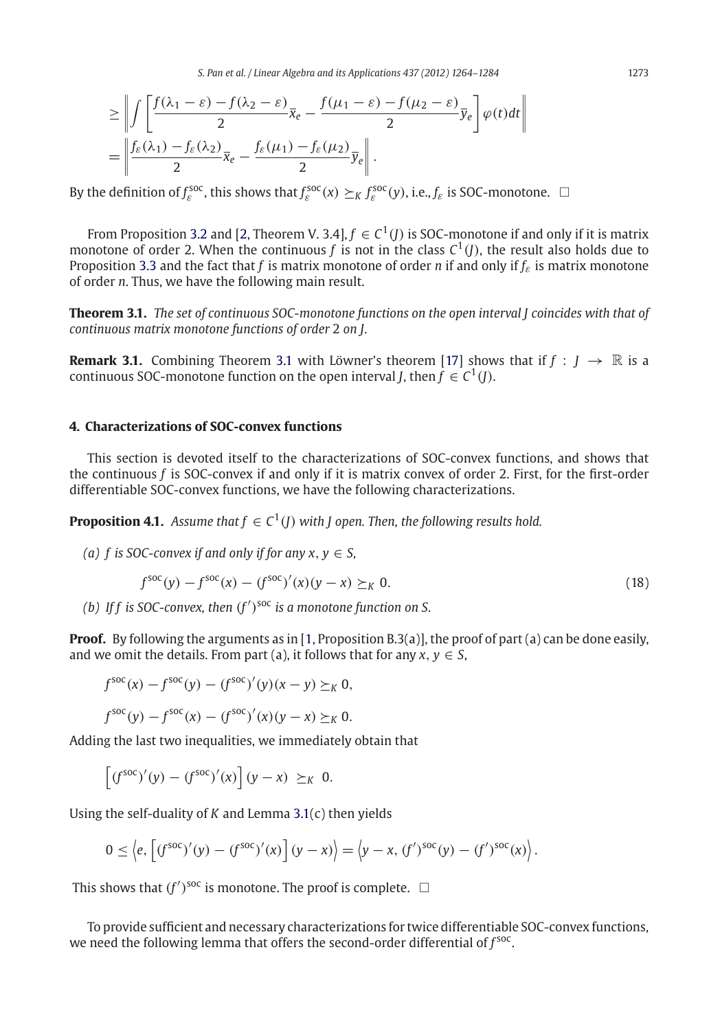$$
\geq \left\| \int \left[ \frac{f(\lambda_1 - \varepsilon) - f(\lambda_2 - \varepsilon)}{2} \bar{x}_e - \frac{f(\mu_1 - \varepsilon) - f(\mu_2 - \varepsilon)}{2} \bar{y}_e \right] \varphi(t) dt \right\|
$$

$$
= \left\| \frac{f_\varepsilon(\lambda_1) - f_\varepsilon(\lambda_2)}{2} \bar{x}_e - \frac{f_\varepsilon(\mu_1) - f_\varepsilon(\mu_2)}{2} \bar{y}_e \right\|.
$$

By the definition of $f_\varepsilon^{\rm soc}$, this shows that $f_\varepsilon^{\rm soc}(x) \succeq_K f_\varepsilon^{\rm soc}(y)$, i.e., $f_\varepsilon$ is SOC-monotone. $\square$

From Proposition 3.2 and [2, Theorem V. 3.4], $f \in C^1(J)$ is SOC-monotone if and only if it is matrix monotone of order 2. When the continuous $f$ is not in the class $C^1(J)$, the result also holds due to Proposition 3.3 and the fact that $f$ is matrix monotone of order $n$ if and only if $f_\varepsilon$ is matrix monotone of order $n$. Thus, we have the following main result.

**Theorem 3.1.** *The set of continuous SOC-monotone functions on the open interval $J$ coincides with that of continuous matrix monotone functions of order 2 on $J$.*

**Remark 3.1.** Combining Theorem 3.1 with Löwner's theorem [17] shows that if $f : J \to \mathbb{R}$ is a continuous SOC-monotone function on the open interval $J$, then $f \in C^1(J)$.

## 4. Characterizations of SOC-convex functions

This section is devoted itself to the characterizations of SOC-convex functions, and shows that the continuous $f$ is SOC-convex if and only if it is matrix convex of order 2. First, for the first-order differentiable SOC-convex functions, we have the following characterizations.

**Proposition 4.1.** *Assume that $f \in C^1(J)$ with $J$ open. Then, the following results hold.*

*(a) $f$ is SOC-convex if and only if for any $x, y \in S$,*

$$
f^{\rm soc}(y) - f^{\rm soc}(x) - (f^{\rm soc})'(x)(y - x) \succeq_K 0. \tag{18}
$$

*(b) If $f$ is SOC-convex, then $(f')^{\rm soc}$ is a monotone function on $S$.*

**Proof.** By following the arguments as in [1, Proposition B.3(a)], the proof of part (a) can be done easily, and we omit the details. From part (a), it follows that for any $x, y \in S$,

$$
f^{\rm soc}(x) - f^{\rm soc}(y) - (f^{\rm soc})'(y)(x - y) \succeq_K 0,
$$

$$
f^{\rm soc}(y) - f^{\rm soc}(x) - (f^{\rm soc})'(x)(y - x) \succeq_K 0.
$$

Adding the last two inequalities, we immediately obtain that

$$
\left[ (f^{\rm soc})'(y) - (f^{\rm soc})'(x) \right] (y - x) \ \succeq_K \ 0.
$$

Using the self-duality of $K$ and Lemma 3.1(c) then yields

$$
0 \leq \left\langle e, \left[ (f^{\rm soc})'(y) - (f^{\rm soc})'(x) \right] (y - x) \right\rangle = \left\langle y - x, (f')^{\rm soc}(y) - (f')^{\rm soc}(x) \right\rangle.
$$

This shows that $(f')^{\rm soc}$ is monotone. The proof is complete. $\square$

To provide sufficient and necessary characterizations for twice differentiable SOC-convex functions, we need the following lemma that offers the second-order differential of $f^{\rm soc}$.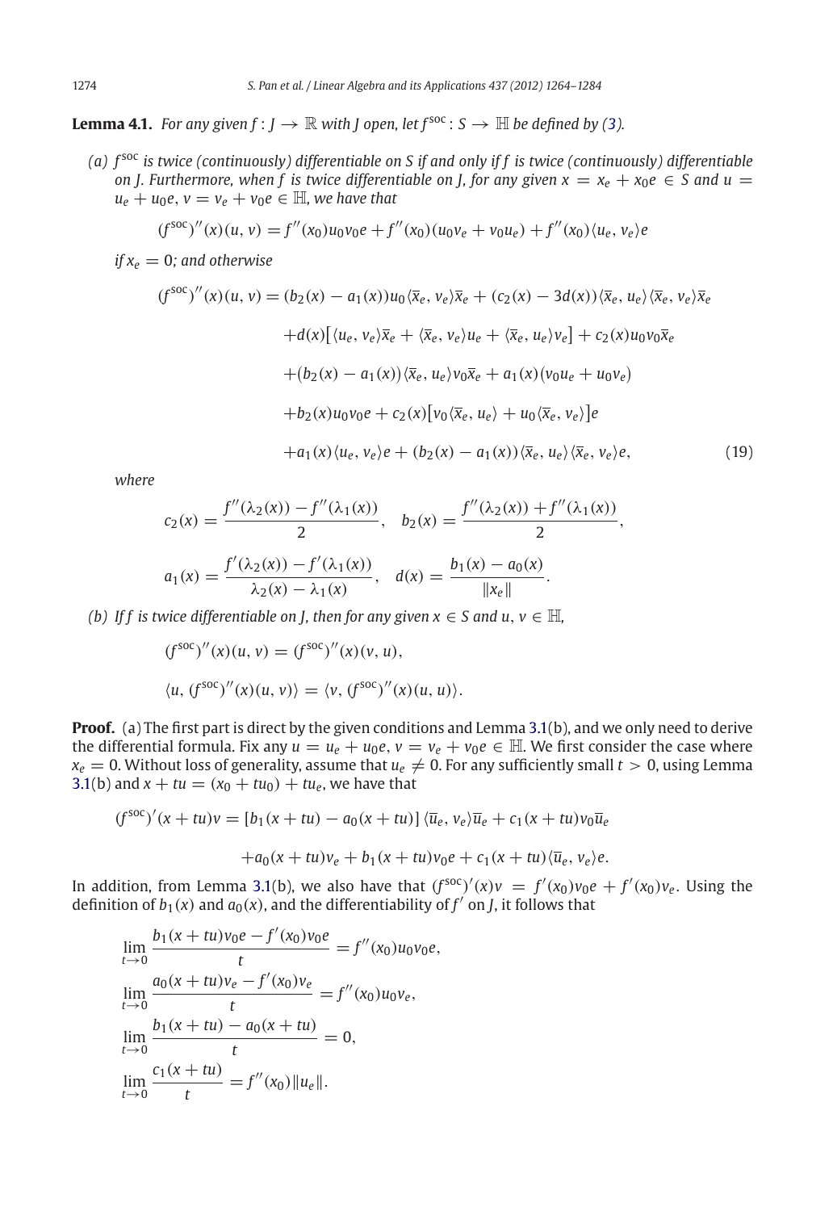**Lemma 4.1.** *For any given $f : J \to \mathbb{R}$ with $J$ open, let $f^{\rm soc} : S \to \mathbb{H}$ be defined by (3).*

*(a) $f^{\rm soc}$ is twice (continuously) differentiable on $S$ if and only if $f$ is twice (continuously) differentiable on $J$. Furthermore, when $f$ is twice differentiable on $J$, for any given $x = x_e + x_0 e \in S$ and $u = u_e + u_0 e$, $v = v_e + v_0 e \in \mathbb{H}$, we have that*

$$(f^{\rm soc})''(x)(u, v) = f''(x_0)u_0 v_0 e + f''(x_0)(u_0 v_e + v_0 u_e) + f''(x_0)\langle u_e, v_e\rangle e$$

*if $x_e = 0$; and otherwise*

$$\begin{aligned}
(f^{\rm soc})''(x)(u, v) &= (b_2(x) - a_1(x))u_0\langle \bar{x}_e, v_e\rangle \bar{x}_e + (c_2(x) - 3d(x))\langle \bar{x}_e, u_e\rangle\langle \bar{x}_e, v_e\rangle \bar{x}_e \\
&\quad + d(x)\big[\langle u_e, v_e\rangle \bar{x}_e + \langle \bar{x}_e, v_e\rangle u_e + \langle \bar{x}_e, u_e\rangle v_e\big] + c_2(x)u_0 v_0 \bar{x}_e \\
&\quad + (b_2(x) - a_1(x))\langle \bar{x}_e, u_e\rangle v_0 \bar{x}_e + a_1(x)(v_0 u_e + u_0 v_e) \\
&\quad + b_2(x)u_0 v_0 e + c_2(x)\big[v_0\langle \bar{x}_e, u_e\rangle + u_0\langle \bar{x}_e, v_e\rangle\big] e \\
&\quad + a_1(x)\langle u_e, v_e\rangle e + (b_2(x) - a_1(x))\langle \bar{x}_e, u_e\rangle\langle \bar{x}_e, v_e\rangle e, \qquad (19)
\end{aligned}$$

*where*

$$c_2(x) = \frac{f''(\lambda_2(x)) - f''(\lambda_1(x))}{2}, \quad b_2(x) = \frac{f''(\lambda_2(x)) + f''(\lambda_1(x))}{2},$$

$$a_1(x) = \frac{f'(\lambda_2(x)) - f'(\lambda_1(x))}{\lambda_2(x) - \lambda_1(x)}, \quad d(x) = \frac{b_1(x) - a_0(x)}{\|x_e\|}.$$

*(b) If $f$ is twice differentiable on $J$, then for any given $x \in S$ and $u, v \in \mathbb{H}$,*

$$(f^{\rm soc})''(x)(u, v) = (f^{\rm soc})''(x)(v, u),$$

$$\langle u, (f^{\rm soc})''(x)(u, v)\rangle = \langle v, (f^{\rm soc})''(x)(u, u)\rangle.$$

**Proof.** (a) The first part is direct by the given conditions and Lemma 3.1(b), and we only need to derive the differential formula. Fix any $u = u_e + u_0 e$, $v = v_e + v_0 e \in \mathbb{H}$. We first consider the case where $x_e = 0$. Without loss of generality, assume that $u_e \neq 0$. For any sufficiently small $t > 0$, using Lemma 3.1(b) and $x + tu = (x_0 + tu_0) + tu_e$, we have that

$$\begin{aligned}
(f^{\rm soc})'(x + tu)v &= [b_1(x + tu) - a_0(x + tu)]\,\langle \bar{u}_e, v_e\rangle \bar{u}_e + c_1(x + tu)v_0 \bar{u}_e \\
&\quad + a_0(x + tu)v_e + b_1(x + tu)v_0 e + c_1(x + tu)\langle \bar{u}_e, v_e\rangle e.
\end{aligned}$$

In addition, from Lemma 3.1(b), we also have that $(f^{\rm soc})'(x)v = f'(x_0)v_0 e + f'(x_0)v_e$. Using the definition of $b_1(x)$ and $a_0(x)$, and the differentiability of $f'$ on $J$, it follows that

$$\lim_{t\to 0}\frac{b_1(x + tu)v_0 e - f'(x_0)v_0 e}{t} = f''(x_0)u_0 v_0 e,$$

$$\lim_{t\to 0}\frac{a_0(x + tu)v_e - f'(x_0)v_e}{t} = f''(x_0)u_0 v_e,$$

$$\lim_{t\to 0}\frac{b_1(x + tu) - a_0(x + tu)}{t} = 0,$$

$$\lim_{t\to 0}\frac{c_1(x + tu)}{t} = f''(x_0)\|u_e\|.$$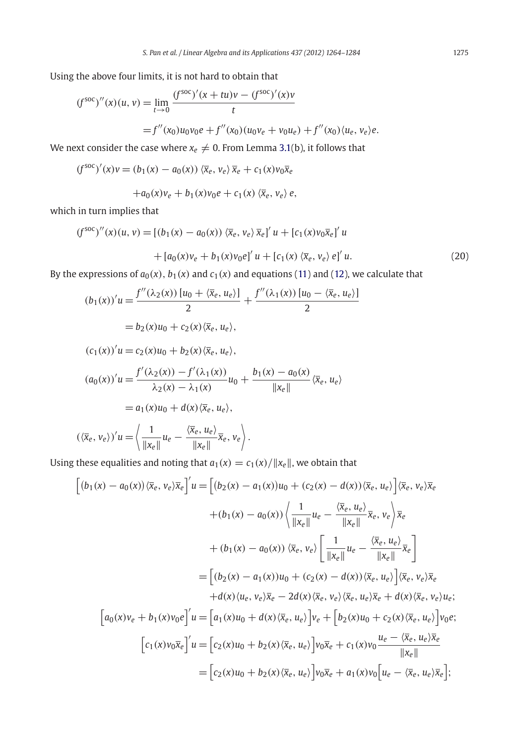Using the above four limits, it is not hard to obtain that

$$
\begin{aligned}
(f^{\rm soc})''(x)(u,v) &= \lim_{t\to 0} \frac{(f^{\rm soc})'(x+tu)v - (f^{\rm soc})'(x)v}{t} \\
&= f''(x_0)u_0v_0e + f''(x_0)(u_0v_e + v_0u_e) + f''(x_0)\langle u_e, v_e\rangle e.
\end{aligned}
$$

We next consider the case where $x_e \neq 0$. From Lemma 3.1(b), it follows that

$$
\begin{aligned}
(f^{\rm soc})'(x)v = &\,(b_1(x) - a_0(x))\,\langle \overline{x}_e, v_e\rangle\,\overline{x}_e + c_1(x)v_0\overline{x}_e \\
&+ a_0(x)v_e + b_1(x)v_0e + c_1(x)\,\langle \overline{x}_e, v_e\rangle\, e,
\end{aligned}
$$

which in turn implies that

$$
\begin{aligned}
(f^{\rm soc})''(x)(u,v) = &\,[(b_1(x) - a_0(x))\,\langle \overline{x}_e, v_e\rangle\,\overline{x}_e]'\,u + [c_1(x)v_0\overline{x}_e]'\,u \\
&+ [a_0(x)v_e + b_1(x)v_0e]'\,u + [c_1(x)\,\langle \overline{x}_e, v_e\rangle\, e]'\,u.
\end{aligned} \tag{20}
$$

By the expressions of $a_0(x)$, $b_1(x)$ and $c_1(x)$ and equations (11) and (12), we calculate that

$$
\begin{aligned}
(b_1(x))'u &= \frac{f''(\lambda_2(x))\,[u_0 + \langle \overline{x}_e, u_e\rangle]}{2} + \frac{f''(\lambda_1(x))\,[u_0 - \langle \overline{x}_e, u_e\rangle]}{2} \\
&= b_2(x)u_0 + c_2(x)\langle \overline{x}_e, u_e\rangle, \\
(c_1(x))'u &= c_2(x)u_0 + b_2(x)\langle \overline{x}_e, u_e\rangle, \\
(a_0(x))'u &= \frac{f'(\lambda_2(x)) - f'(\lambda_1(x))}{\lambda_2(x) - \lambda_1(x)}u_0 + \frac{b_1(x) - a_0(x)}{\|x_e\|}\langle \overline{x}_e, u_e\rangle \\
&= a_1(x)u_0 + d(x)\langle \overline{x}_e, u_e\rangle, \\
(\langle \overline{x}_e, v_e\rangle)'u &= \left\langle \frac{1}{\|x_e\|}u_e - \frac{\langle \overline{x}_e, u_e\rangle}{\|x_e\|}\overline{x}_e, v_e \right\rangle.
\end{aligned}
$$

Using these equalities and noting that $a_1(x) = c_1(x)/\|x_e\|$, we obtain that

$$
\begin{aligned}
\Big[(b_1(x) - a_0(x))\langle \overline{x}_e, v_e\rangle \overline{x}_e\Big]'u = &\Big[(b_2(x) - a_1(x))u_0 + (c_2(x) - d(x))\langle \overline{x}_e, u_e\rangle\Big]\langle \overline{x}_e, v_e\rangle \overline{x}_e \\
&+ (b_1(x) - a_0(x))\left\langle \frac{1}{\|x_e\|}u_e - \frac{\langle \overline{x}_e, u_e\rangle}{\|x_e\|}\overline{x}_e, v_e\right\rangle \overline{x}_e \\
&+ (b_1(x) - a_0(x))\,\langle \overline{x}_e, v_e\rangle \left[\frac{1}{\|x_e\|}u_e - \frac{\langle \overline{x}_e, u_e\rangle}{\|x_e\|}\overline{x}_e\right] \\
= &\Big[(b_2(x) - a_1(x))u_0 + (c_2(x) - d(x))\langle \overline{x}_e, u_e\rangle\Big]\langle \overline{x}_e, v_e\rangle \overline{x}_e \\
&+ d(x)\langle u_e, v_e\rangle \overline{x}_e - 2d(x)\langle \overline{x}_e, v_e\rangle\langle \overline{x}_e, u_e\rangle \overline{x}_e + d(x)\langle \overline{x}_e, v_e\rangle u_e; \\
\Big[a_0(x)v_e + b_1(x)v_0e\Big]'u = &\Big[a_1(x)u_0 + d(x)\langle \overline{x}_e, u_e\rangle\Big]v_e + \Big[b_2(x)u_0 + c_2(x)\langle \overline{x}_e, u_e\rangle\Big]v_0e; \\
\Big[c_1(x)v_0\overline{x}_e\Big]'u = &\Big[c_2(x)u_0 + b_2(x)\langle \overline{x}_e, u_e\rangle\Big]v_0\overline{x}_e + c_1(x)v_0\frac{u_e - \langle \overline{x}_e, u_e\rangle \overline{x}_e}{\|x_e\|} \\
= &\Big[c_2(x)u_0 + b_2(x)\langle \overline{x}_e, u_e\rangle\Big]v_0\overline{x}_e + a_1(x)v_0\Big[u_e - \langle \overline{x}_e, u_e\rangle \overline{x}_e\Big];
\end{aligned}
$$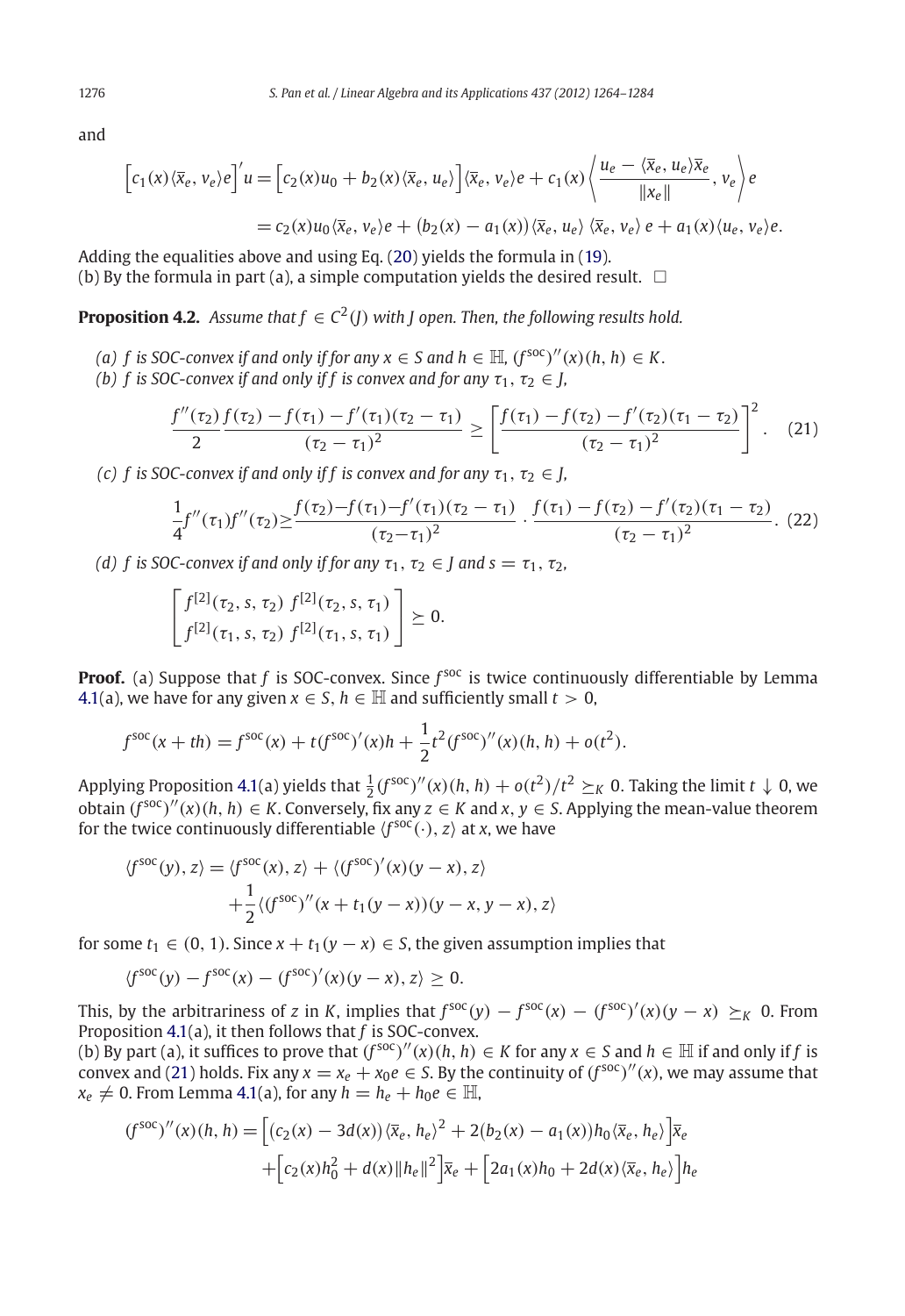and

$$
\Big[c_1(x)\langle \overline{x}_e, v_e\rangle e\Big]' u = \Big[c_2(x)u_0 + b_2(x)\langle \overline{x}_e, u_e\rangle\Big]\langle \overline{x}_e, v_e\rangle e + c_1(x)\left\langle \frac{u_e - \langle \overline{x}_e, u_e\rangle \overline{x}_e}{\|x_e\|}, v_e\right\rangle e
$$

$$
= c_2(x)u_0\langle \overline{x}_e, v_e\rangle e + \big(b_2(x) - a_1(x)\big)\langle \overline{x}_e, u_e\rangle\, \langle \overline{x}_e, v_e\rangle\, e + a_1(x)\langle u_e, v_e\rangle e.
$$

Adding the equalities above and using Eq. (20) yields the formula in (19).
(b) By the formula in part (a), a simple computation yields the desired result. $\square$

**Proposition 4.2.** *Assume that $f \in C^2(J)$ with $J$ open. Then, the following results hold.*

*(a) $f$ is SOC-convex if and only if for any $x \in S$ and $h \in \mathbb{H}$, $(f^{\rm soc})''(x)(h, h) \in K$.*
*(b) $f$ is SOC-convex if and only if $f$ is convex and for any $\tau_1, \tau_2 \in J$,*

$$
\frac{f''(\tau_2)}{2}\frac{f(\tau_2) - f(\tau_1) - f'(\tau_1)(\tau_2 - \tau_1)}{(\tau_2 - \tau_1)^2} \geq \left[\frac{f(\tau_1) - f(\tau_2) - f'(\tau_2)(\tau_1 - \tau_2)}{(\tau_2 - \tau_1)^2}\right]^2. \quad (21)
$$

*(c) $f$ is SOC-convex if and only if $f$ is convex and for any $\tau_1, \tau_2 \in J$,*

$$
\frac{1}{4}f''(\tau_1)f''(\tau_2) \geq \frac{f(\tau_2) - f(\tau_1) - f'(\tau_1)(\tau_2 - \tau_1)}{(\tau_2 - \tau_1)^2} \cdot \frac{f(\tau_1) - f(\tau_2) - f'(\tau_2)(\tau_1 - \tau_2)}{(\tau_2 - \tau_1)^2}. \quad (22)
$$

*(d) $f$ is SOC-convex if and only if for any $\tau_1, \tau_2 \in J$ and $s = \tau_1, \tau_2$,*

$$
\begin{bmatrix} f^{[2]}(\tau_2, s, \tau_2) & f^{[2]}(\tau_2, s, \tau_1) \\ f^{[2]}(\tau_1, s, \tau_2) & f^{[2]}(\tau_1, s, \tau_1) \end{bmatrix} \succeq 0.
$$

**Proof.** (a) Suppose that $f$ is SOC-convex. Since $f^{\rm soc}$ is twice continuously differentiable by Lemma 4.1(a), we have for any given $x \in S$, $h \in \mathbb{H}$ and sufficiently small $t > 0$,

$$
f^{\rm soc}(x + th) = f^{\rm soc}(x) + t(f^{\rm soc})'(x)h + \frac{1}{2}t^2(f^{\rm soc})''(x)(h, h) + o(t^2).
$$

Applying Proposition 4.1(a) yields that $\frac{1}{2}(f^{\rm soc})''(x)(h, h) + o(t^2)/t^2 \succeq_K 0$. Taking the limit $t \downarrow 0$, we obtain $(f^{\rm soc})''(x)(h, h) \in K$. Conversely, fix any $z \in K$ and $x, y \in S$. Applying the mean-value theorem for the twice continuously differentiable $\langle f^{\rm soc}(\cdot), z\rangle$ at $x$, we have

$$
\begin{aligned}
\langle f^{\rm soc}(y), z\rangle = \langle f^{\rm soc}(x), z\rangle &+ \langle (f^{\rm soc})'(x)(y - x), z\rangle \\
&+ \frac{1}{2}\langle (f^{\rm soc})''(x + t_1(y - x))(y - x, y - x), z\rangle
\end{aligned}
$$

for some $t_1 \in (0, 1)$. Since $x + t_1(y - x) \in S$, the given assumption implies that

$$
\langle f^{\rm soc}(y) - f^{\rm soc}(x) - (f^{\rm soc})'(x)(y - x), z\rangle \geq 0.
$$

This, by the arbitrariness of $z$ in $K$, implies that $f^{\rm soc}(y) - f^{\rm soc}(x) - (f^{\rm soc})'(x)(y - x) \succeq_K 0$. From Proposition 4.1(a), it then follows that $f$ is SOC-convex.
(b) By part (a), it suffices to prove that $(f^{\rm soc})''(x)(h, h) \in K$ for any $x \in S$ and $h \in \mathbb{H}$ if and only if $f$ is convex and (21) holds. Fix any $x = x_e + x_0 e \in S$. By the continuity of $(f^{\rm soc})''(x)$, we may assume that $x_e \neq 0$. From Lemma 4.1(a), for any $h = h_e + h_0 e \in \mathbb{H}$,

$$
\begin{aligned}
(f^{\rm soc})''(x)(h, h) = &\Big[(c_2(x) - 3d(x))\langle \overline{x}_e, h_e\rangle^2 + 2(b_2(x) - a_1(x))h_0\langle \overline{x}_e, h_e\rangle\Big]\overline{x}_e \\
&+ \Big[c_2(x)h_0^2 + d(x)\|h_e\|^2\Big]\overline{x}_e + \Big[2a_1(x)h_0 + 2d(x)\langle \overline{x}_e, h_e\rangle\Big]h_e
\end{aligned}
$$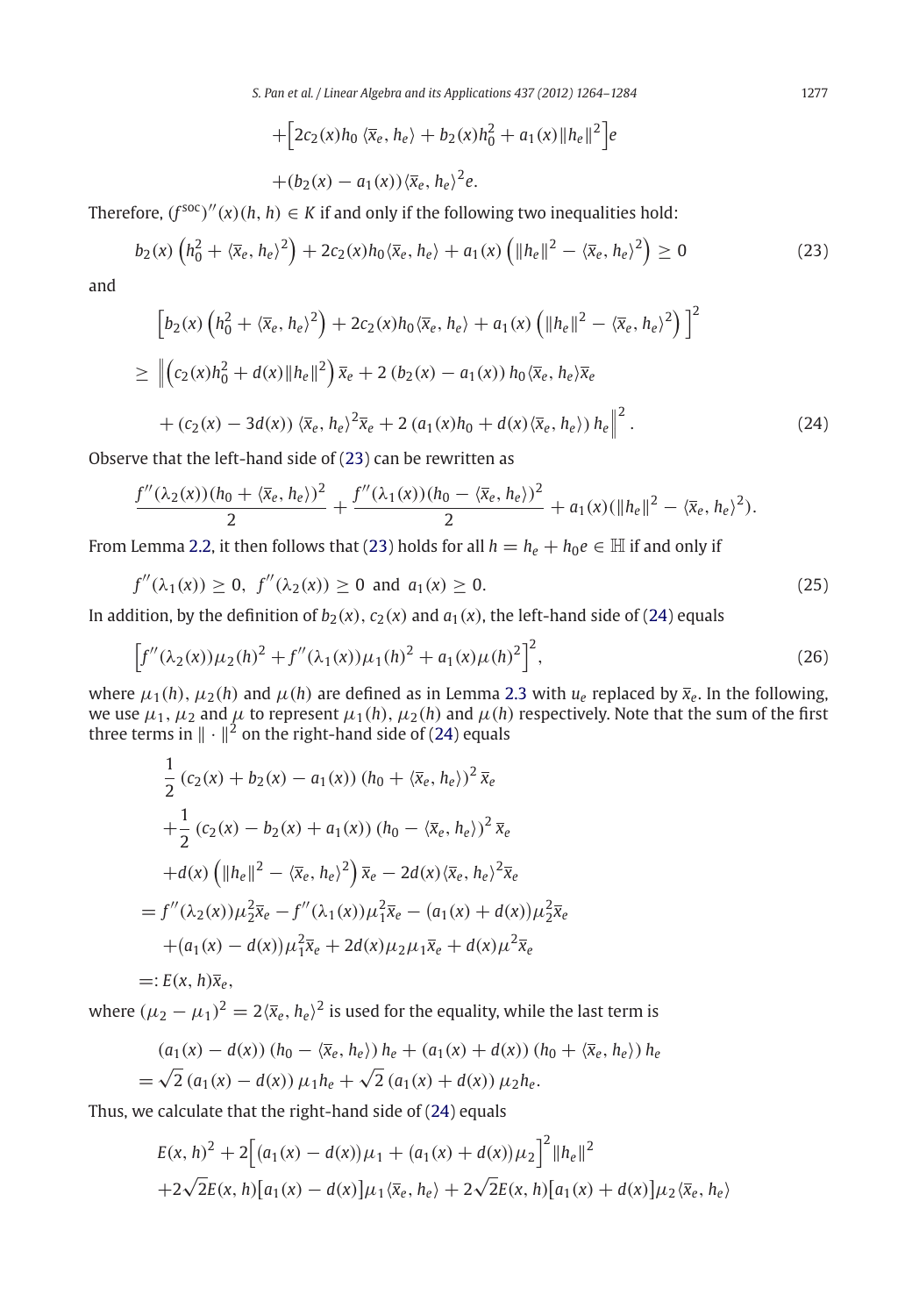$$
+\Big[2c_2(x)h_0\,\langle \bar{x}_e, h_e\rangle + b_2(x)h_0^2 + a_1(x)\|h_e\|^2\Big]e
$$

$$
+(b_2(x) - a_1(x))\langle \bar{x}_e, h_e\rangle^2 e.
$$

Therefore, $(f^{\rm soc})''(x)(h,h) \in K$ if and only if the following two inequalities hold:

$$
b_2(x)\left(h_0^2 + \langle \bar{x}_e, h_e\rangle^2\right) + 2c_2(x)h_0\langle \bar{x}_e, h_e\rangle + a_1(x)\left(\|h_e\|^2 - \langle \bar{x}_e, h_e\rangle^2\right) \geq 0 \tag{23}
$$

and

$$
\begin{aligned}
&\Big[b_2(x)\left(h_0^2 + \langle \bar{x}_e, h_e\rangle^2\right) + 2c_2(x)h_0\langle \bar{x}_e, h_e\rangle + a_1(x)\left(\|h_e\|^2 - \langle \bar{x}_e, h_e\rangle^2\right)\Big]^2 \\
&\geq \Big\|\left(c_2(x)h_0^2 + d(x)\|h_e\|^2\right)\bar{x}_e + 2\,(b_2(x) - a_1(x))\,h_0\langle \bar{x}_e, h_e\rangle\bar{x}_e \\
&\quad + (c_2(x) - 3d(x))\,\langle \bar{x}_e, h_e\rangle^2\bar{x}_e + 2\,(a_1(x)h_0 + d(x)\langle \bar{x}_e, h_e\rangle)\,h_e\Big\|^2.
\end{aligned} \tag{24}
$$

Observe that the left-hand side of (23) can be rewritten as

$$
\frac{f''(\lambda_2(x))(h_0 + \langle \bar{x}_e, h_e\rangle)^2}{2} + \frac{f''(\lambda_1(x))(h_0 - \langle \bar{x}_e, h_e\rangle)^2}{2} + a_1(x)(\|h_e\|^2 - \langle \bar{x}_e, h_e\rangle^2).
$$

From Lemma 2.2, it then follows that (23) holds for all $h = h_e + h_0 e \in \mathbb{H}$ if and only if

$$
f''(\lambda_1(x)) \geq 0,\ \ f''(\lambda_2(x)) \geq 0\ \text{ and }\ a_1(x) \geq 0. \tag{25}
$$

In addition, by the definition of $b_2(x)$, $c_2(x)$ and $a_1(x)$, the left-hand side of (24) equals

$$
\Big[f''(\lambda_2(x))\mu_2(h)^2 + f''(\lambda_1(x))\mu_1(h)^2 + a_1(x)\mu(h)^2\Big]^2, \tag{26}
$$

where $\mu_1(h)$, $\mu_2(h)$ and $\mu(h)$ are defined as in Lemma 2.3 with $u_e$ replaced by $\bar{x}_e$. In the following, we use $\mu_1$, $\mu_2$ and $\mu$ to represent $\mu_1(h)$, $\mu_2(h)$ and $\mu(h)$ respectively. Note that the sum of the first three terms in $\|\cdot\|^2$ on the right-hand side of (24) equals

$$
\begin{aligned}
&\frac{1}{2}\,(c_2(x) + b_2(x) - a_1(x))\,(h_0 + \langle \bar{x}_e, h_e\rangle)^2\,\bar{x}_e \\
&+\frac{1}{2}\,(c_2(x) - b_2(x) + a_1(x))\,(h_0 - \langle \bar{x}_e, h_e\rangle)^2\,\bar{x}_e \\
&+d(x)\left(\|h_e\|^2 - \langle \bar{x}_e, h_e\rangle^2\right)\bar{x}_e - 2d(x)\langle \bar{x}_e, h_e\rangle^2\bar{x}_e \\
&= f''(\lambda_2(x))\mu_2^2\bar{x}_e - f''(\lambda_1(x))\mu_1^2\bar{x}_e - (a_1(x) + d(x))\mu_2^2\bar{x}_e \\
&\quad +(a_1(x) - d(x))\mu_1^2\bar{x}_e + 2d(x)\mu_2\mu_1\bar{x}_e + d(x)\mu^2\bar{x}_e \\
&=: E(x,h)\bar{x}_e,
\end{aligned}
$$

where $(\mu_2 - \mu_1)^2 = 2\langle \bar{x}_e, h_e\rangle^2$ is used for the equality, while the last term is

$$
\begin{aligned}
&(a_1(x) - d(x))\,(h_0 - \langle \bar{x}_e, h_e\rangle)\,h_e + (a_1(x) + d(x))\,(h_0 + \langle \bar{x}_e, h_e\rangle)\,h_e \\
&= \sqrt{2}\,(a_1(x) - d(x))\,\mu_1 h_e + \sqrt{2}\,(a_1(x) + d(x))\,\mu_2 h_e.
\end{aligned}
$$

Thus, we calculate that the right-hand side of (24) equals

$$
\begin{aligned}
&E(x,h)^2 + 2\Big[(a_1(x) - d(x))\mu_1 + (a_1(x) + d(x))\mu_2\Big]^2\|h_e\|^2 \\
&+2\sqrt{2}E(x,h)\big[a_1(x) - d(x)\big]\mu_1\langle \bar{x}_e, h_e\rangle + 2\sqrt{2}E(x,h)\big[a_1(x) + d(x)\big]\mu_2\langle \bar{x}_e, h_e\rangle
\end{aligned}
$$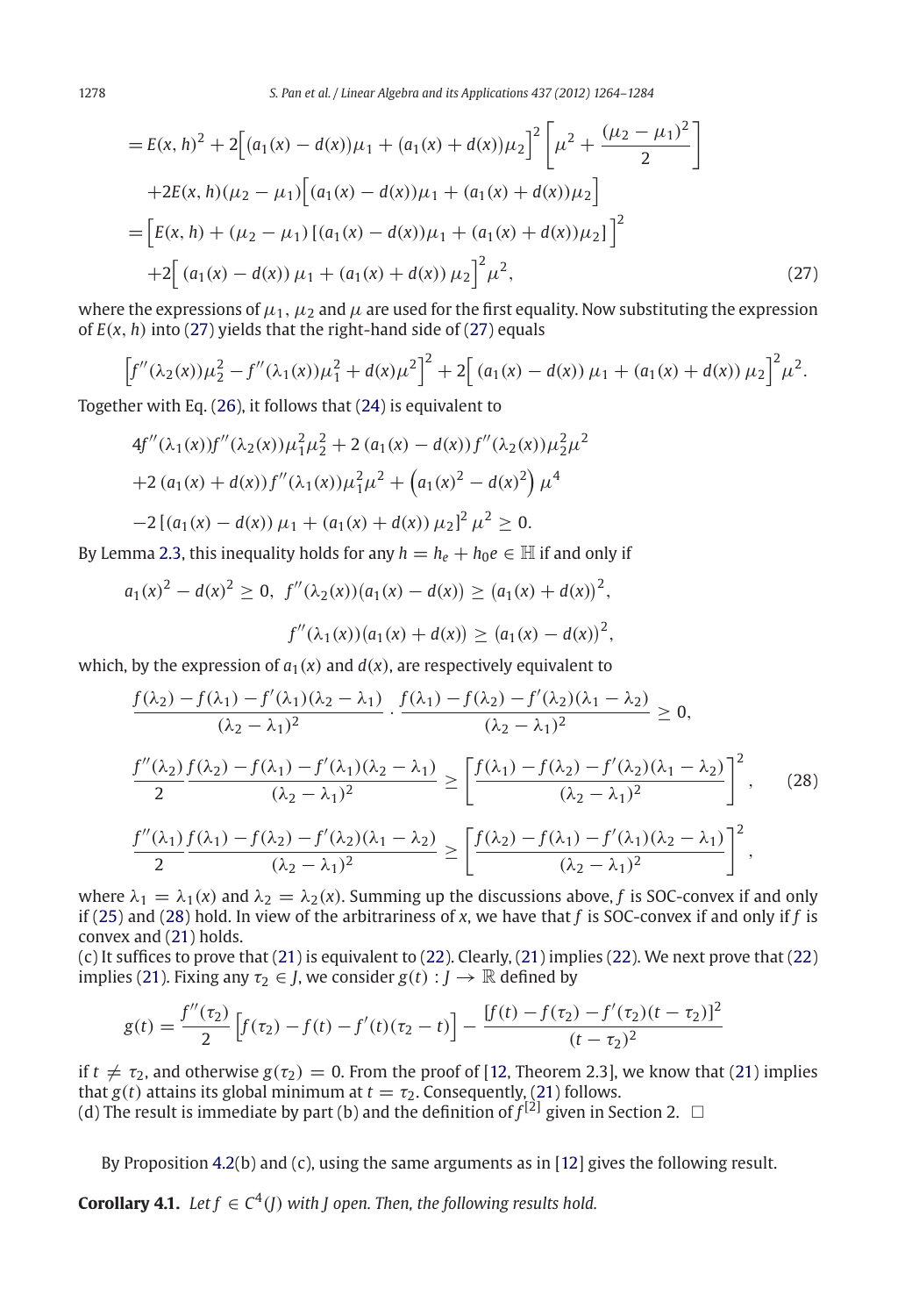$$
\begin{aligned}
&= E(x,h)^2 + 2\Big[(a_1(x)-d(x))\mu_1 + (a_1(x)+d(x))\mu_2\Big]^2 \left[\mu^2 + \frac{(\mu_2-\mu_1)^2}{2}\right] \\
&\quad + 2E(x,h)(\mu_2-\mu_1)\Big[(a_1(x)-d(x))\mu_1 + (a_1(x)+d(x))\mu_2\Big] \\
&= \Big[E(x,h) + (\mu_2-\mu_1)\left[(a_1(x)-d(x))\mu_1 + (a_1(x)+d(x))\mu_2\right]\Big]^2 \\
&\quad + 2\Big[\,(a_1(x)-d(x))\,\mu_1 + (a_1(x)+d(x))\,\mu_2\Big]^2 \mu^2,
\end{aligned}
\tag{27}
$$

where the expressions of $\mu_1$, $\mu_2$ and $\mu$ are used for the first equality. Now substituting the expression of $E(x,h)$ into (27) yields that the right-hand side of (27) equals

$$
\Big[f''(\lambda_2(x))\mu_2^2 - f''(\lambda_1(x))\mu_1^2 + d(x)\mu^2\Big]^2 + 2\Big[\,(a_1(x)-d(x))\,\mu_1 + (a_1(x)+d(x))\,\mu_2\Big]^2 \mu^2.
$$

Together with Eq. (26), it follows that (24) is equivalent to

$$
\begin{aligned}
&4f''(\lambda_1(x))f''(\lambda_2(x))\mu_1^2\mu_2^2 + 2\,(a_1(x)-d(x))\,f''(\lambda_2(x))\mu_2^2\mu^2 \\
&+2\,(a_1(x)+d(x))f''(\lambda_1(x))\mu_1^2\mu^2 + \left(a_1(x)^2 - d(x)^2\right)\mu^4 \\
&-2\left[(a_1(x)-d(x))\,\mu_1 + (a_1(x)+d(x))\,\mu_2\right]^2\mu^2 \ge 0.
\end{aligned}
$$

By Lemma 2.3, this inequality holds for any $h = h_e + h_0 e \in \mathbb{H}$ if and only if

$$
a_1(x)^2 - d(x)^2 \ge 0,\;\; f''(\lambda_2(x))(a_1(x)-d(x)) \ge (a_1(x)+d(x))^2,
$$

$$
f''(\lambda_1(x))(a_1(x)+d(x)) \ge (a_1(x)-d(x))^2,
$$

which, by the expression of $a_1(x)$ and $d(x)$, are respectively equivalent to

$$
\begin{aligned}
&\frac{f(\lambda_2)-f(\lambda_1)-f'(\lambda_1)(\lambda_2-\lambda_1)}{(\lambda_2-\lambda_1)^2}\cdot\frac{f(\lambda_1)-f(\lambda_2)-f'(\lambda_2)(\lambda_1-\lambda_2)}{(\lambda_2-\lambda_1)^2} \ge 0, \\
&\frac{f''(\lambda_2)}{2}\frac{f(\lambda_2)-f(\lambda_1)-f'(\lambda_1)(\lambda_2-\lambda_1)}{(\lambda_2-\lambda_1)^2} \ge \left[\frac{f(\lambda_1)-f(\lambda_2)-f'(\lambda_2)(\lambda_1-\lambda_2)}{(\lambda_2-\lambda_1)^2}\right]^2, \\
&\frac{f''(\lambda_1)}{2}\frac{f(\lambda_1)-f(\lambda_2)-f'(\lambda_2)(\lambda_1-\lambda_2)}{(\lambda_2-\lambda_1)^2} \ge \left[\frac{f(\lambda_2)-f(\lambda_1)-f'(\lambda_1)(\lambda_2-\lambda_1)}{(\lambda_2-\lambda_1)^2}\right]^2,
\end{aligned}
\tag{28}
$$

where $\lambda_1 = \lambda_1(x)$ and $\lambda_2 = \lambda_2(x)$. Summing up the discussions above, $f$ is SOC-convex if and only if (25) and (28) hold. In view of the arbitrariness of $x$, we have that $f$ is SOC-convex if and only if $f$ is convex and (21) holds.

(c) It suffices to prove that (21) is equivalent to (22). Clearly, (21) implies (22). We next prove that (22) implies (21). Fixing any $\tau_2 \in J$, we consider $g(t) : J \to \mathbb{R}$ defined by

$$
g(t) = \frac{f''(\tau_2)}{2}\Big[f(\tau_2) - f(t) - f'(t)(\tau_2 - t)\Big] - \frac{[f(t) - f(\tau_2) - f'(\tau_2)(t-\tau_2)]^2}{(t-\tau_2)^2}
$$

if $t \ne \tau_2$, and otherwise $g(\tau_2) = 0$. From the proof of [12, Theorem 2.3], we know that (21) implies that $g(t)$ attains its global minimum at $t = \tau_2$. Consequently, (21) follows.

(d) The result is immediate by part (b) and the definition of $f^{[2]}$ given in Section 2. $\square$

By Proposition 4.2(b) and (c), using the same arguments as in [12] gives the following result.

**Corollary 4.1.** *Let $f \in C^4(J)$ with $J$ open. Then, the following results hold.*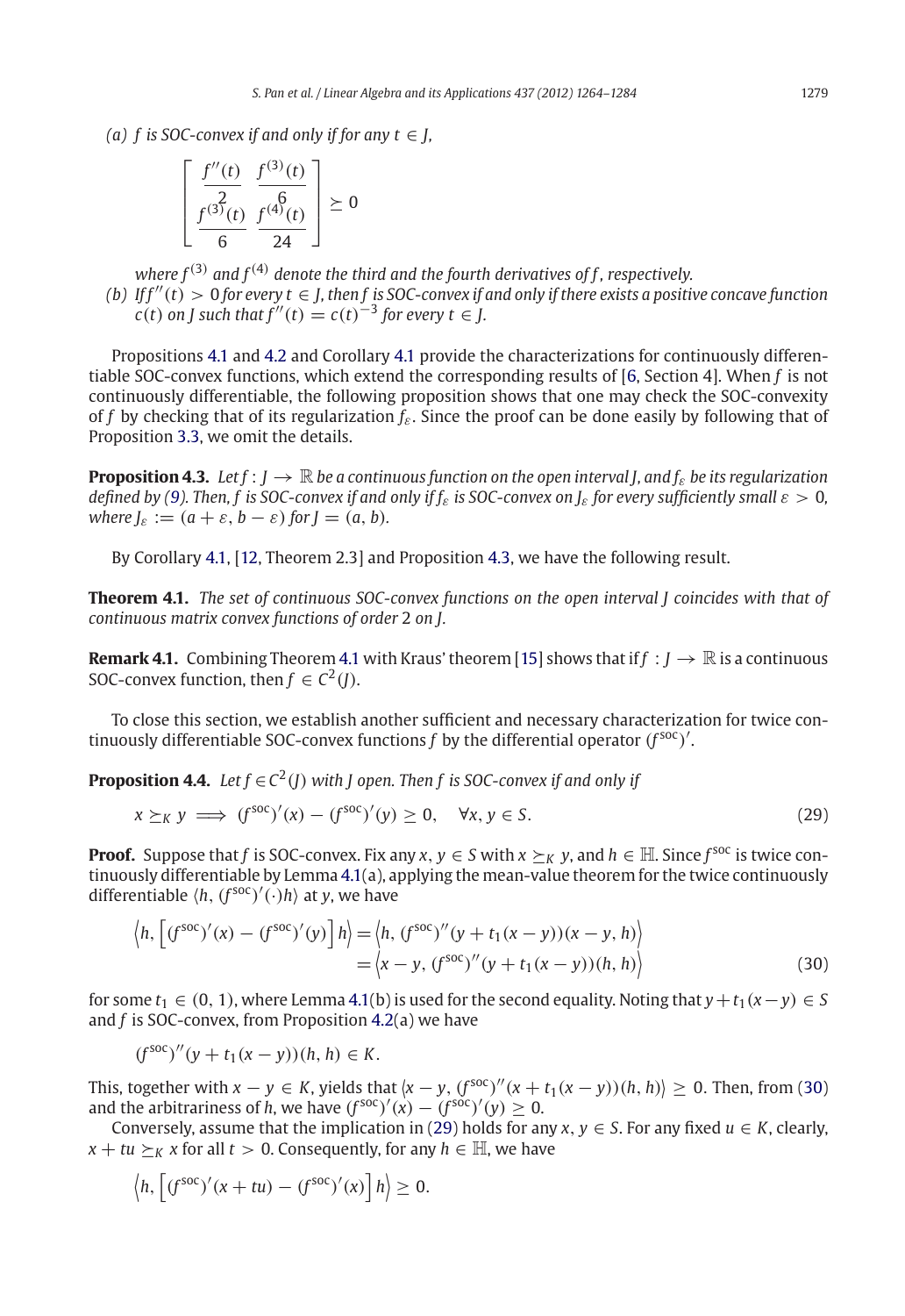*(a) f is SOC-convex if and only if for any $t \in J$,*

$$\begin{bmatrix} \frac{f''(t)}{2} & \frac{f^{(3)}(t)}{6} \\ \frac{f^{(3)}(t)}{6} & \frac{f^{(4)}(t)}{24} \end{bmatrix} \succeq 0$$

*where $f^{(3)}$ and $f^{(4)}$ denote the third and the fourth derivatives of f, respectively.*

*(b) If $f''(t) > 0$ for every $t \in J$, then f is SOC-convex if and only if there exists a positive concave function $c(t)$ on J such that $f''(t) = c(t)^{-3}$ for every $t \in J$.*

Propositions 4.1 and 4.2 and Corollary 4.1 provide the characterizations for continuously differentiable SOC-convex functions, which extend the corresponding results of [6, Section 4]. When $f$ is not continuously differentiable, the following proposition shows that one may check the SOC-convexity of $f$ by checking that of its regularization $f_\varepsilon$. Since the proof can be done easily by following that of Proposition 3.3, we omit the details.

**Proposition 4.3.** *Let $f : J \to \mathbb{R}$ be a continuous function on the open interval J, and $f_\varepsilon$ be its regularization defined by (9). Then, f is SOC-convex if and only if $f_\varepsilon$ is SOC-convex on $J_\varepsilon$ for every sufficiently small $\varepsilon > 0$, where $J_\varepsilon := (a + \varepsilon, b - \varepsilon)$ for $J = (a, b)$.*

By Corollary 4.1, [12, Theorem 2.3] and Proposition 4.3, we have the following result.

**Theorem 4.1.** *The set of continuous SOC-convex functions on the open interval J coincides with that of continuous matrix convex functions of order 2 on J.*

**Remark 4.1.** Combining Theorem 4.1 with Kraus' theorem [15] shows that if $f : J \to \mathbb{R}$ is a continuous SOC-convex function, then $f \in C^2(J)$.

To close this section, we establish another sufficient and necessary characterization for twice continuously differentiable SOC-convex functions $f$ by the differential operator $(f^{\text{soc}})'$.

**Proposition 4.4.** *Let $f \in C^2(J)$ with J open. Then f is SOC-convex if and only if*

$$x \succeq_K y \implies (f^{\text{soc}})'(x) - (f^{\text{soc}})'(y) \succeq 0, \quad \forall x, y \in S. \tag{29}$$

**Proof.** Suppose that $f$ is SOC-convex. Fix any $x, y \in S$ with $x \succeq_K y$, and $h \in \mathbb{H}$. Since $f^{\text{soc}}$ is twice continuously differentiable by Lemma 4.1(a), applying the mean-value theorem for the twice continuously differentiable $\langle h, (f^{\text{soc}})'(\cdot)h\rangle$ at $y$, we have

$$\begin{aligned} \left\langle h, \left[(f^{\text{soc}})'(x) - (f^{\text{soc}})'(y)\right] h\right\rangle &= \left\langle h, (f^{\text{soc}})''(y + t_1(x - y))(x - y, h)\right\rangle \\ &= \left\langle x - y, (f^{\text{soc}})''(y + t_1(x - y))(h, h)\right\rangle \end{aligned} \tag{30}$$

for some $t_1 \in (0, 1)$, where Lemma 4.1(b) is used for the second equality. Noting that $y + t_1(x - y) \in S$ and $f$ is SOC-convex, from Proposition 4.2(a) we have

$$(f^{\text{soc}})''(y + t_1(x - y))(h, h) \in K.$$

This, together with $x - y \in K$, yields that $\langle x - y, (f^{\text{soc}})''(x + t_1(x - y))(h, h)\rangle \geq 0$. Then, from (30) and the arbitrariness of $h$, we have $(f^{\text{soc}})'(x) - (f^{\text{soc}})'(y) \succeq 0$.

Conversely, assume that the implication in (29) holds for any $x, y \in S$. For any fixed $u \in K$, clearly, $x + tu \succeq_K x$ for all $t > 0$. Consequently, for any $h \in \mathbb{H}$, we have

$$\left\langle h, \left[(f^{\text{soc}})'(x + tu) - (f^{\text{soc}})'(x)\right] h\right\rangle \geq 0.$$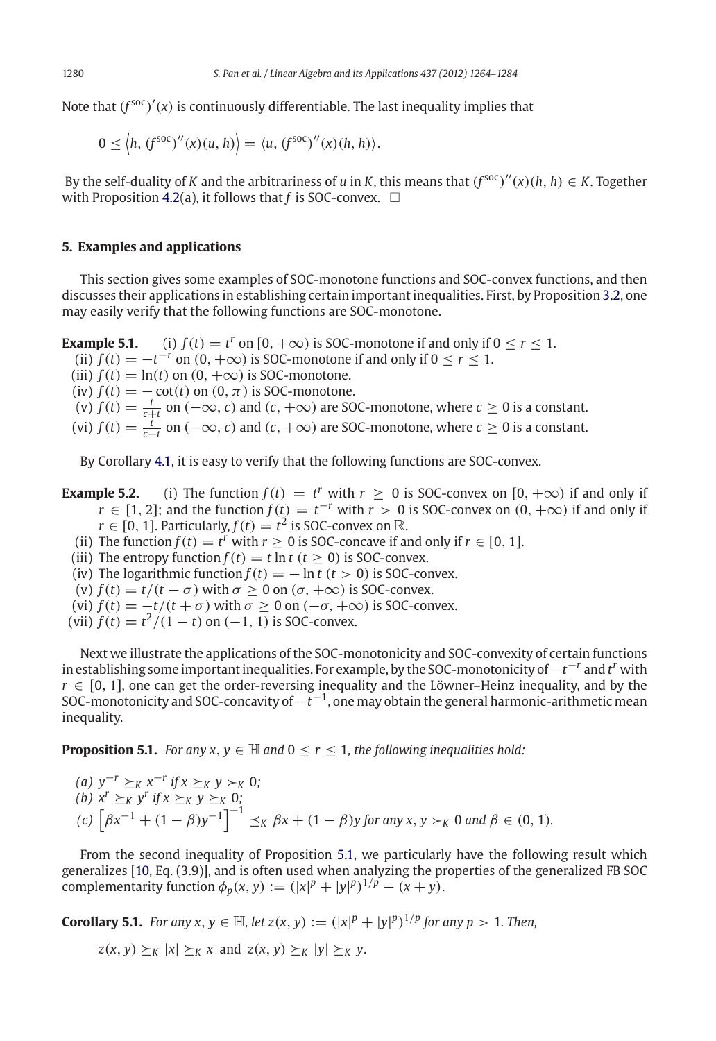Note that $(f^{\mathrm{soc}})'(x)$ is continuously differentiable. The last inequality implies that

$$0 \le \left\langle h, (f^{\mathrm{soc}})''(x)(u, h) \right\rangle = \langle u, (f^{\mathrm{soc}})''(x)(h, h) \rangle.$$

By the self-duality of $K$ and the arbitrariness of $u$ in $K$, this means that $(f^{\mathrm{soc}})''(x)(h, h) \in K$. Together with Proposition 4.2(a), it follows that $f$ is SOC-convex. □

## 5. Examples and applications

This section gives some examples of SOC-monotone functions and SOC-convex functions, and then discusses their applications in establishing certain important inequalities. First, by Proposition 3.2, one may easily verify that the following functions are SOC-monotone.

**Example 5.1.** (i) $f(t) = t^r$ on $[0, +\infty)$ is SOC-monotone if and only if $0 \le r \le 1$.
(ii) $f(t) = -t^{-r}$ on $(0, +\infty)$ is SOC-monotone if and only if $0 \le r \le 1$.
(iii) $f(t) = \ln(t)$ on $(0, +\infty)$ is SOC-monotone.
(iv) $f(t) = -\cot(t)$ on $(0, \pi)$ is SOC-monotone.
(v) $f(t) = \frac{t}{c+t}$ on $(-\infty, c)$ and $(c, +\infty)$ are SOC-monotone, where $c \ge 0$ is a constant.
(vi) $f(t) = \frac{t}{c-t}$ on $(-\infty, c)$ and $(c, +\infty)$ are SOC-monotone, where $c \ge 0$ is a constant.

By Corollary 4.1, it is easy to verify that the following functions are SOC-convex.

**Example 5.2.** (i) The function $f(t) = t^r$ with $r \ge 0$ is SOC-convex on $[0, +\infty)$ if and only if $r \in [1, 2]$; and the function $f(t) = t^{-r}$ with $r > 0$ is SOC-convex on $(0, +\infty)$ if and only if $r \in [0, 1]$. Particularly, $f(t) = t^2$ is SOC-convex on $\mathbb{R}$.
(ii) The function $f(t) = t^r$ with $r \ge 0$ is SOC-concave if and only if $r \in [0, 1]$.
(iii) The entropy function $f(t) = t \ln t$ $(t \ge 0)$ is SOC-convex.
(iv) The logarithmic function $f(t) = -\ln t$ $(t > 0)$ is SOC-convex.
(v) $f(t) = t/(t - \sigma)$ with $\sigma \ge 0$ on $(\sigma, +\infty)$ is SOC-convex.
(vi) $f(t) = -t/(t + \sigma)$ with $\sigma \ge 0$ on $(-\sigma, +\infty)$ is SOC-convex.
(vii) $f(t) = t^2/(1 - t)$ on $(-1, 1)$ is SOC-convex.

Next we illustrate the applications of the SOC-monotonicity and SOC-convexity of certain functions in establishing some important inequalities. For example, by the SOC-monotonicity of $-t^{-r}$ and $t^r$ with $r \in [0, 1]$, one can get the order-reversing inequality and the Löwner–Heinz inequality, and by the SOC-monotonicity and SOC-concavity of $-t^{-1}$, one may obtain the general harmonic-arithmetic mean inequality.

**Proposition 5.1.** *For any $x, y \in \mathbb{H}$ and $0 \le r \le 1$, the following inequalities hold:*

*(a) $y^{-r} \succeq_K x^{-r}$ if $x \succeq_K y \succ_K 0$;*
*(b) $x^r \succeq_K y^r$ if $x \succeq_K y \succeq_K 0$;*
*(c) $\left[\beta x^{-1} + (1 - \beta)y^{-1}\right]^{-1} \preceq_K \beta x + (1 - \beta)y$ for any $x, y \succ_K 0$ and $\beta \in (0, 1)$.*

From the second inequality of Proposition 5.1, we particularly have the following result which generalizes [10, Eq. (3.9)], and is often used when analyzing the properties of the generalized FB SOC complementarity function $\phi_p(x, y) := (|x|^p + |y|^p)^{1/p} - (x + y)$.

**Corollary 5.1.** *For any $x, y \in \mathbb{H}$, let $z(x, y) := (|x|^p + |y|^p)^{1/p}$ for any $p > 1$. Then,*

$$z(x, y) \succeq_K |x| \succeq_K x \text{ and } z(x, y) \succeq_K |y| \succeq_K y.$$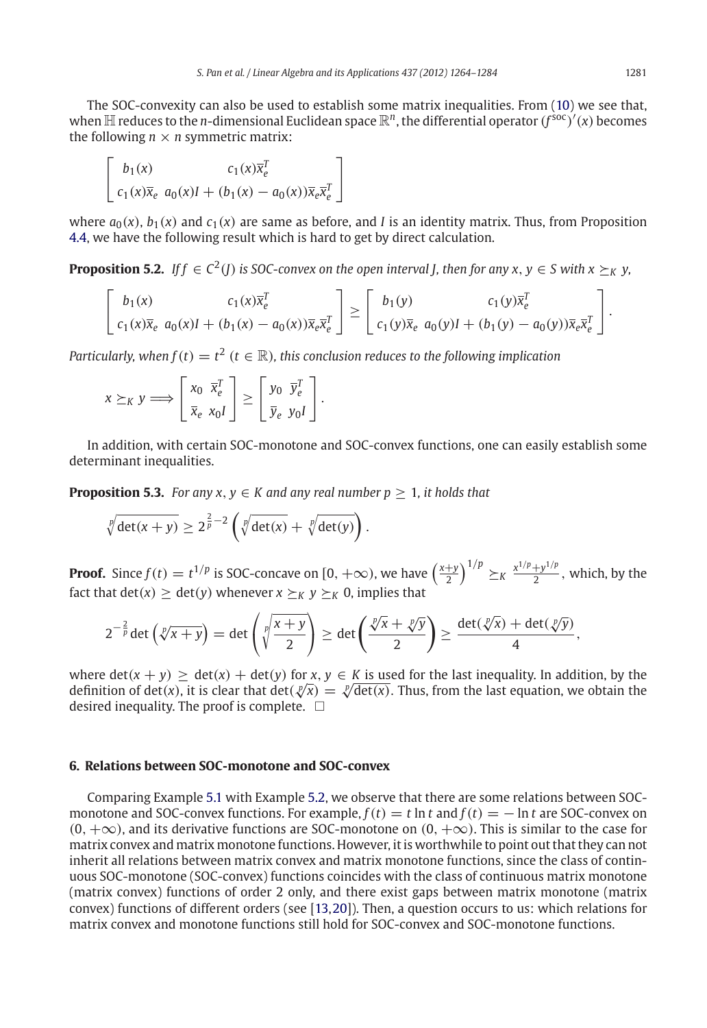The SOC-convexity can also be used to establish some matrix inequalities. From (10) we see that, when $\mathbb{H}$ reduces to the $n$-dimensional Euclidean space $\mathbb{R}^n$, the differential operator $(f^{\rm soc})'(x)$ becomes the following $n \times n$ symmetric matrix:

$$\begin{bmatrix} b_1(x) & c_1(x)\overline{x}_e^T \\ c_1(x)\overline{x}_e & a_0(x)I + (b_1(x) - a_0(x))\overline{x}_e\overline{x}_e^T \end{bmatrix}$$

where $a_0(x)$, $b_1(x)$ and $c_1(x)$ are same as before, and $I$ is an identity matrix. Thus, from Proposition 4.4, we have the following result which is hard to get by direct calculation.

**Proposition 5.2.** *If $f \in C^2(J)$ is SOC-convex on the open interval $J$, then for any $x, y \in S$ with $x \succeq_K y$,*

$$\begin{bmatrix} b_1(x) & c_1(x)\overline{x}_e^T \\ c_1(x)\overline{x}_e & a_0(x)I + (b_1(x) - a_0(x))\overline{x}_e\overline{x}_e^T \end{bmatrix} \geq \begin{bmatrix} b_1(y) & c_1(y)\overline{x}_e^T \\ c_1(y)\overline{x}_e & a_0(y)I + (b_1(y) - a_0(y))\overline{x}_e\overline{x}_e^T \end{bmatrix}.$$

*Particularly, when $f(t) = t^2$ ($t \in \mathbb{R}$), this conclusion reduces to the following implication*

$$x \succeq_K y \Longrightarrow \begin{bmatrix} x_0 & \overline{x}_e^T \\ \overline{x}_e & x_0 I \end{bmatrix} \geq \begin{bmatrix} y_0 & \overline{y}_e^T \\ \overline{y}_e & y_0 I \end{bmatrix}.$$

In addition, with certain SOC-monotone and SOC-convex functions, one can easily establish some determinant inequalities.

**Proposition 5.3.** *For any $x, y \in K$ and any real number $p \geq 1$, it holds that*

$$\sqrt[p]{\det(x+y)} \geq 2^{\frac{2}{p}-2}\left(\sqrt[p]{\det(x)} + \sqrt[p]{\det(y)}\right).$$

**Proof.** Since $f(t) = t^{1/p}$ is SOC-concave on $[0, +\infty)$, we have $\left(\frac{x+y}{2}\right)^{1/p} \succeq_K \frac{x^{1/p}+y^{1/p}}{2}$, which, by the fact that $\det(x) \geq \det(y)$ whenever $x \succeq_K y \succeq_K 0$, implies that

$$2^{-\frac{2}{p}}\det\left(\sqrt[p]{x+y}\right) = \det\left(\sqrt[p]{\frac{x+y}{2}}\right) \geq \det\left(\frac{\sqrt[p]{x} + \sqrt[p]{y}}{2}\right) \geq \frac{\det(\sqrt[p]{x}) + \det(\sqrt[p]{y})}{4},$$

where $\det(x+y) \geq \det(x) + \det(y)$ for $x, y \in K$ is used for the last inequality. In addition, by the definition of $\det(x)$, it is clear that $\det(\sqrt[p]{x}) = \sqrt[p]{\det(x)}$. Thus, from the last equation, we obtain the desired inequality. The proof is complete. $\square$

## 6. Relations between SOC-monotone and SOC-convex

Comparing Example 5.1 with Example 5.2, we observe that there are some relations between SOC-monotone and SOC-convex functions. For example, $f(t) = t \ln t$ and $f(t) = -\ln t$ are SOC-convex on $(0, +\infty)$, and its derivative functions are SOC-monotone on $(0, +\infty)$. This is similar to the case for matrix convex and matrix monotone functions. However, it is worthwhile to point out that they can not inherit all relations between matrix convex and matrix monotone functions, since the class of continuous SOC-monotone (SOC-convex) functions coincides with the class of continuous matrix monotone (matrix convex) functions of order 2 only, and there exist gaps between matrix monotone (matrix convex) functions of different orders (see [13,20]). Then, a question occurs to us: which relations for matrix convex and monotone functions still hold for SOC-convex and SOC-monotone functions.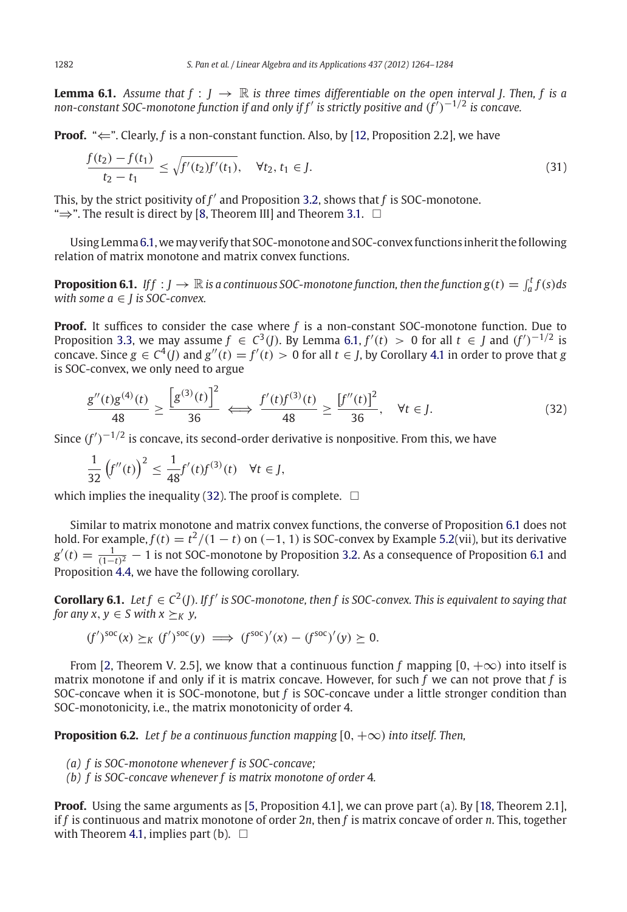**Lemma 6.1.** *Assume that $f : J \to \mathbb{R}$ is three times differentiable on the open interval $J$. Then, $f$ is a non-constant SOC-monotone function if and only if $f'$ is strictly positive and $(f')^{-1/2}$ is concave.*

**Proof.** "$\Leftarrow$". Clearly, $f$ is a non-constant function. Also, by [12, Proposition 2.2], we have

$$\frac{f(t_2) - f(t_1)}{t_2 - t_1} \le \sqrt{f'(t_2)f'(t_1)}, \quad \forall t_2, t_1 \in J. \tag{31}$$

This, by the strict positivity of $f'$ and Proposition 3.2, shows that $f$ is SOC-monotone.
"$\Rightarrow$". The result is direct by [8, Theorem III] and Theorem 3.1. $\square$

Using Lemma 6.1, we may verify that SOC-monotone and SOC-convex functions inherit the following relation of matrix monotone and matrix convex functions.

**Proposition 6.1.** *If $f : J \to \mathbb{R}$ is a continuous SOC-monotone function, then the function $g(t) = \int_a^t f(s)ds$ with some $a \in J$ is SOC-convex.*

**Proof.** It suffices to consider the case where $f$ is a non-constant SOC-monotone function. Due to Proposition 3.3, we may assume $f \in C^3(J)$. By Lemma 6.1, $f'(t) > 0$ for all $t \in J$ and $(f')^{-1/2}$ is concave. Since $g \in C^4(J)$ and $g''(t) = f'(t) > 0$ for all $t \in J$, by Corollary 4.1 in order to prove that $g$ is SOC-convex, we only need to argue

$$\frac{g''(t)g^{(4)}(t)}{48} \ge \frac{\left[g^{(3)}(t)\right]^2}{36} \iff \frac{f'(t)f^{(3)}(t)}{48} \ge \frac{\left[f''(t)\right]^2}{36}, \quad \forall t \in J. \tag{32}$$

Since $(f')^{-1/2}$ is concave, its second-order derivative is nonpositive. From this, we have

$$\frac{1}{32}\left(f''(t)\right)^2 \le \frac{1}{48} f'(t)f^{(3)}(t) \quad \forall t \in J,$$

which implies the inequality (32). The proof is complete. $\square$

Similar to matrix monotone and matrix convex functions, the converse of Proposition 6.1 does not hold. For example, $f(t) = t^2/(1-t)$ on $(-1, 1)$ is SOC-convex by Example 5.2(vii), but its derivative $g'(t) = \frac{1}{(1-t)^2} - 1$ is not SOC-monotone by Proposition 3.2. As a consequence of Proposition 6.1 and Proposition 4.4, we have the following corollary.

**Corollary 6.1.** *Let $f \in C^2(J)$. If $f'$ is SOC-monotone, then $f$ is SOC-convex. This is equivalent to saying that for any $x, y \in S$ with $x \succeq_K y$,*

$$(f')^{\mathrm{soc}}(x) \succeq_K (f')^{\mathrm{soc}}(y) \implies (f^{\mathrm{soc}})'(x) - (f^{\mathrm{soc}})'(y) \succeq 0.$$

From [2, Theorem V. 2.5], we know that a continuous function $f$ mapping $[0, +\infty)$ into itself is matrix monotone if and only if it is matrix concave. However, for such $f$ we can not prove that $f$ is SOC-concave when it is SOC-monotone, but $f$ is SOC-concave under a little stronger condition than SOC-monotonicity, i.e., the matrix monotonicity of order 4.

**Proposition 6.2.** *Let $f$ be a continuous function mapping $[0, +\infty)$ into itself. Then,*

*(a) $f$ is SOC-monotone whenever $f$ is SOC-concave;*
*(b) $f$ is SOC-concave whenever $f$ is matrix monotone of order 4.*

**Proof.** Using the same arguments as [5, Proposition 4.1], we can prove part (a). By [18, Theorem 2.1], if $f$ is continuous and matrix monotone of order $2n$, then $f$ is matrix concave of order $n$. This, together with Theorem 4.1, implies part (b). $\square$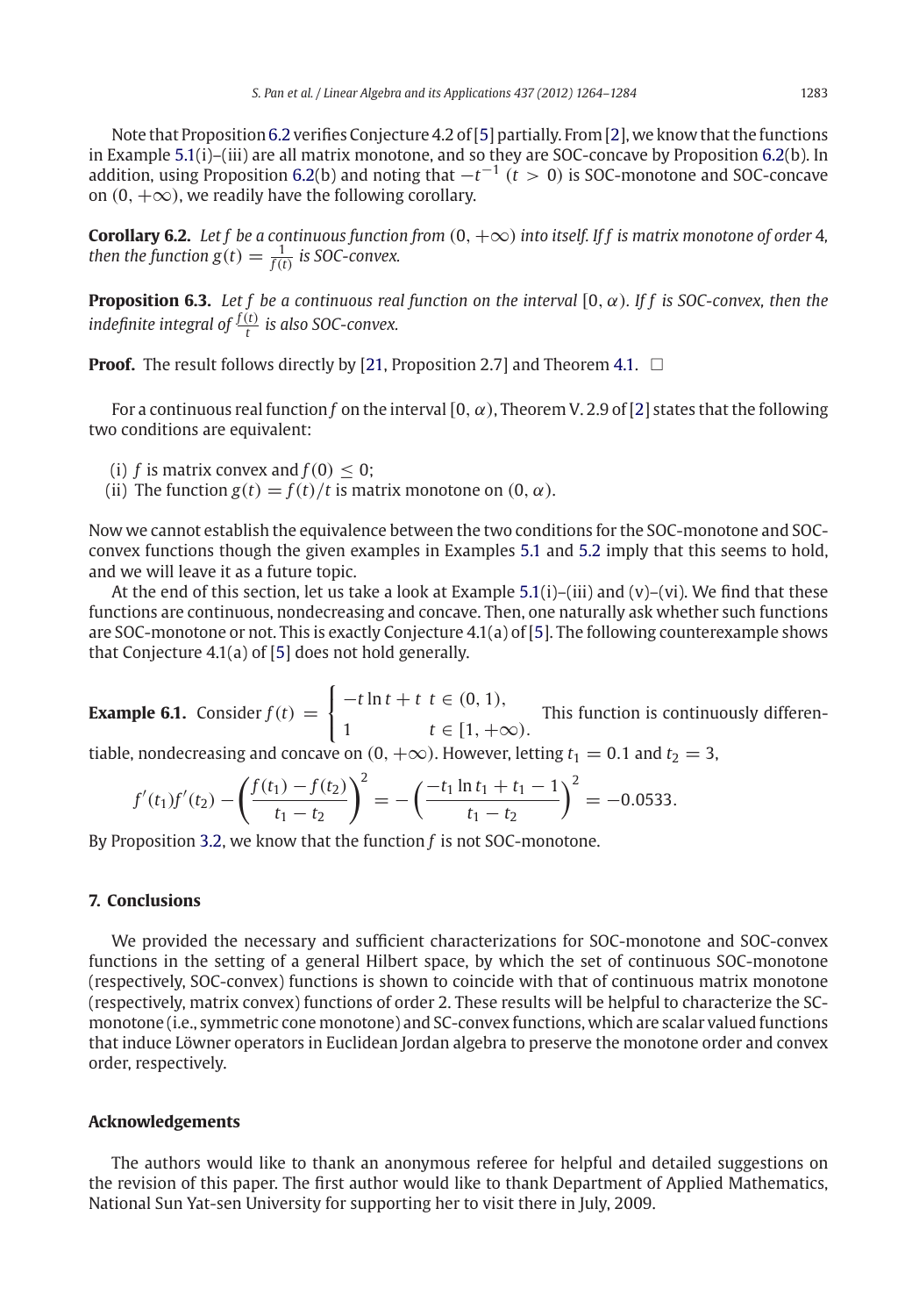Note that Proposition 6.2 verifies Conjecture 4.2 of [5] partially. From [2], we know that the functions in Example 5.1(i)–(iii) are all matrix monotone, and so they are SOC-concave by Proposition 6.2(b). In addition, using Proposition 6.2(b) and noting that $-t^{-1}$ ($t > 0$) is SOC-monotone and SOC-concave on $(0, +\infty)$, we readily have the following corollary.

**Corollary 6.2.** *Let $f$ be a continuous function from $(0, +\infty)$ into itself. If $f$ is matrix monotone of order 4, then the function $g(t) = \frac{1}{f(t)}$ is SOC-convex.*

**Proposition 6.3.** *Let $f$ be a continuous real function on the interval $[0, \alpha)$. If $f$ is SOC-convex, then the indefinite integral of $\frac{f(t)}{t}$ is also SOC-convex.*

**Proof.** The result follows directly by [21, Proposition 2.7] and Theorem 4.1. $\square$

For a continuous real function $f$ on the interval $[0, \alpha)$, Theorem V. 2.9 of [2] states that the following two conditions are equivalent:

(i) $f$ is matrix convex and $f(0) \le 0$;
(ii) The function $g(t) = f(t)/t$ is matrix monotone on $(0, \alpha)$.

Now we cannot establish the equivalence between the two conditions for the SOC-monotone and SOC-convex functions though the given examples in Examples 5.1 and 5.2 imply that this seems to hold, and we will leave it as a future topic.

At the end of this section, let us take a look at Example 5.1(i)–(iii) and (v)–(vi). We find that these functions are continuous, nondecreasing and concave. Then, one naturally ask whether such functions are SOC-monotone or not. This is exactly Conjecture 4.1(a) of [5]. The following counterexample shows that Conjecture 4.1(a) of [5] does not hold generally.

**Example 6.1.** Consider $f(t) = \begin{cases} -t\ln t + t & t \in (0, 1), \\ 1 & t \in [1, +\infty). \end{cases}$ This function is continuously differentiable, nondecreasing and concave on $(0, +\infty)$. However, letting $t_1 = 0.1$ and $t_2 = 3$,

$$f'(t_1)f'(t_2) - \left(\frac{f(t_1) - f(t_2)}{t_1 - t_2}\right)^2 = -\left(\frac{-t_1\ln t_1 + t_1 - 1}{t_1 - t_2}\right)^2 = -0.0533.$$

By Proposition 3.2, we know that the function $f$ is not SOC-monotone.

## 7. Conclusions

We provided the necessary and sufficient characterizations for SOC-monotone and SOC-convex functions in the setting of a general Hilbert space, by which the set of continuous SOC-monotone (respectively, SOC-convex) functions is shown to coincide with that of continuous matrix monotone (respectively, matrix convex) functions of order 2. These results will be helpful to characterize the SC-monotone (i.e., symmetric cone monotone) and SC-convex functions, which are scalar valued functions that induce Löwner operators in Euclidean Jordan algebra to preserve the monotone order and convex order, respectively.

## Acknowledgements

The authors would like to thank an anonymous referee for helpful and detailed suggestions on the revision of this paper. The first author would like to thank Department of Applied Mathematics, National Sun Yat-sen University for supporting her to visit there in July, 2009.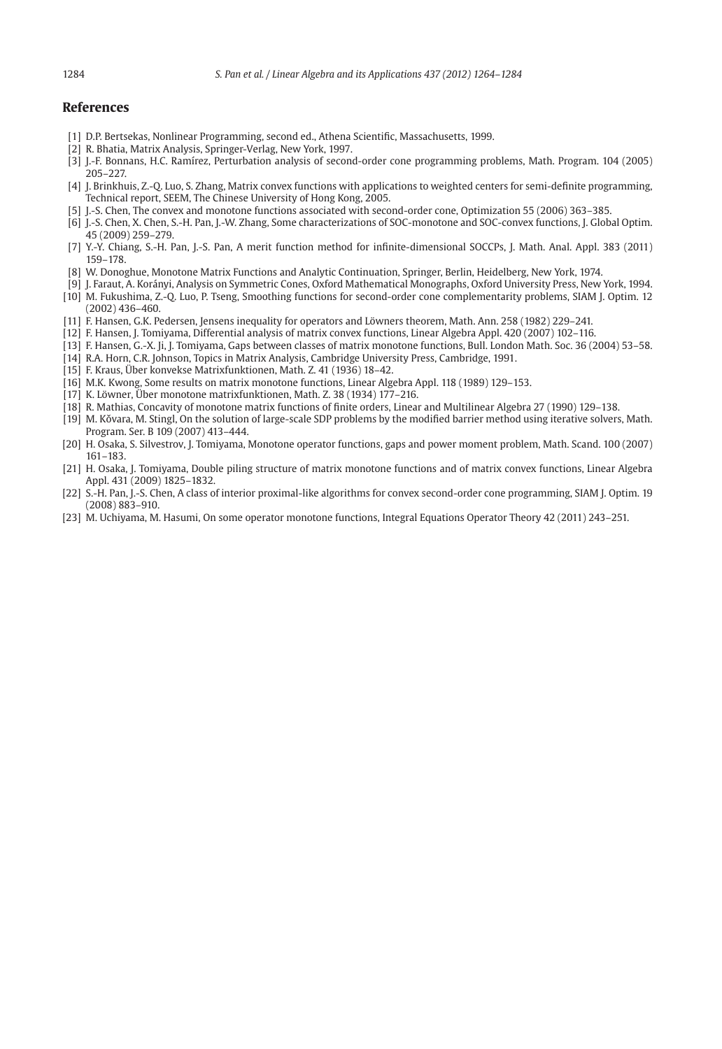## References

[1] D.P. Bertsekas, Nonlinear Programming, second ed., Athena Scientific, Massachusetts, 1999.

[2] R. Bhatia, Matrix Analysis, Springer-Verlag, New York, 1997.

[3] J.-F. Bonnans, H.C. Ramírez, Perturbation analysis of second-order cone programming problems, Math. Program. 104 (2005) 205–227.

[4] J. Brinkhuis, Z.-Q. Luo, S. Zhang, Matrix convex functions with applications to weighted centers for semi-definite programming, Technical report, SEEM, The Chinese University of Hong Kong, 2005.

[5] J.-S. Chen, The convex and monotone functions associated with second-order cone, Optimization 55 (2006) 363–385.

[6] J.-S. Chen, X. Chen, S.-H. Pan, J.-W. Zhang, Some characterizations of SOC-monotone and SOC-convex functions, J. Global Optim. 45 (2009) 259–279.

[7] Y.-Y. Chiang, S.-H. Pan, J.-S. Pan, A merit function method for infinite-dimensional SOCCPs, J. Math. Anal. Appl. 383 (2011) 159–178.

[8] W. Donoghue, Monotone Matrix Functions and Analytic Continuation, Springer, Berlin, Heidelberg, New York, 1974.

[9] J. Faraut, A. Korányi, Analysis on Symmetric Cones, Oxford Mathematical Monographs, Oxford University Press, New York, 1994.

[10] M. Fukushima, Z.-Q. Luo, P. Tseng, Smoothing functions for second-order cone complementarity problems, SIAM J. Optim. 12 (2002) 436–460.

[11] F. Hansen, G.K. Pedersen, Jensens inequality for operators and Löwners theorem, Math. Ann. 258 (1982) 229–241.

[12] F. Hansen, J. Tomiyama, Differential analysis of matrix convex functions, Linear Algebra Appl. 420 (2007) 102–116.

[13] F. Hansen, G.-X. Ji, J. Tomiyama, Gaps between classes of matrix monotone functions, Bull. London Math. Soc. 36 (2004) 53–58.

[14] R.A. Horn, C.R. Johnson, Topics in Matrix Analysis, Cambridge University Press, Cambridge, 1991.

[15] F. Kraus, Über konvekse Matrixfunktionen, Math. Z. 41 (1936) 18–42.

[16] M.K. Kwong, Some results on matrix monotone functions, Linear Algebra Appl. 118 (1989) 129–153.

[17] K. Löwner, Über monotone matrixfunktionen, Math. Z. 38 (1934) 177–216.

[18] R. Mathias, Concavity of monotone matrix functions of finite orders, Linear and Multilinear Algebra 27 (1990) 129–138.

[19] M. Kǒvara, M. Stingl, On the solution of large-scale SDP problems by the modified barrier method using iterative solvers, Math. Program. Ser. B 109 (2007) 413–444.

[20] H. Osaka, S. Silvestrov, J. Tomiyama, Monotone operator functions, gaps and power moment problem, Math. Scand. 100 (2007) 161–183.

[21] H. Osaka, J. Tomiyama, Double piling structure of matrix monotone functions and of matrix convex functions, Linear Algebra Appl. 431 (2009) 1825–1832.

[22] S.-H. Pan, J.-S. Chen, A class of interior proximal-like algorithms for convex second-order cone programming, SIAM J. Optim. 19 (2008) 883–910.

[23] M. Uchiyama, M. Hasumi, On some operator monotone functions, Integral Equations Operator Theory 42 (2011) 243–251.